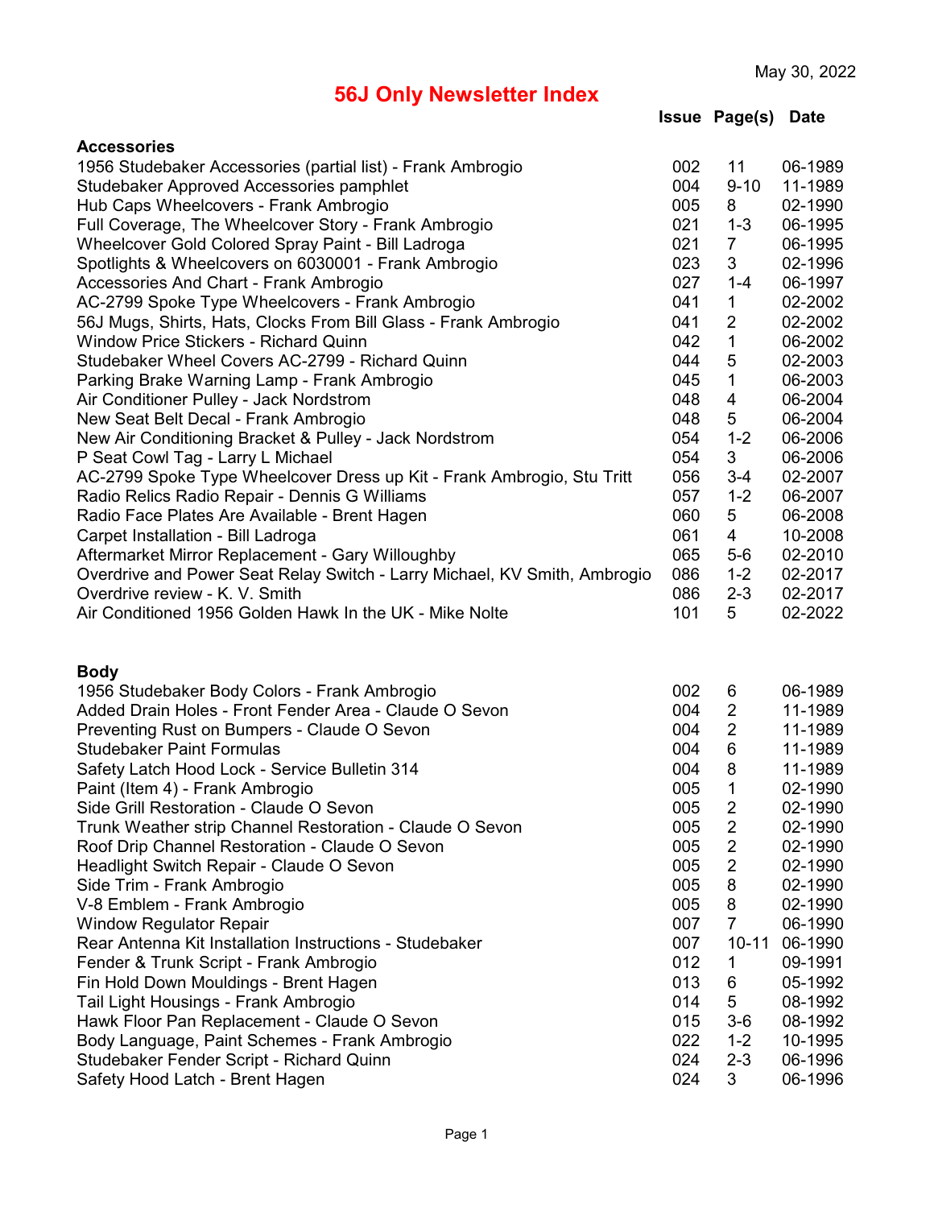May 30, 2022

# 56J Only Newsletter Index

| | Issue | Page(s) | Date |
|---|---|---|---|
| **Accessories** | | | |
| 1956 Studebaker Accessories (partial list) - Frank Ambrogio | 002 | 11 | 06-1989 |
| Studebaker Approved Accessories pamphlet | 004 | 9-10 | 11-1989 |
| Hub Caps Wheelcovers - Frank Ambrogio | 005 | 8 | 02-1990 |
| Full Coverage, The Wheelcover Story - Frank Ambrogio | 021 | 1-3 | 06-1995 |
| Wheelcover Gold Colored Spray Paint - Bill Ladroga | 021 | 7 | 06-1995 |
| Spotlights & Wheelcovers on 6030001 - Frank Ambrogio | 023 | 3 | 02-1996 |
| Accessories And Chart - Frank Ambrogio | 027 | 1-4 | 06-1997 |
| AC-2799 Spoke Type Wheelcovers - Frank Ambrogio | 041 | 1 | 02-2002 |
| 56J Mugs, Shirts, Hats, Clocks From Bill Glass - Frank Ambrogio | 041 | 2 | 02-2002 |
| Window Price Stickers - Richard Quinn | 042 | 1 | 06-2002 |
| Studebaker Wheel Covers AC-2799 - Richard Quinn | 044 | 5 | 02-2003 |
| Parking Brake Warning Lamp - Frank Ambrogio | 045 | 1 | 06-2003 |
| Air Conditioner Pulley - Jack Nordstrom | 048 | 4 | 06-2004 |
| New Seat Belt Decal - Frank Ambrogio | 048 | 5 | 06-2004 |
| New Air Conditioning Bracket & Pulley - Jack Nordstrom | 054 | 1-2 | 06-2006 |
| P Seat Cowl Tag - Larry L Michael | 054 | 3 | 06-2006 |
| AC-2799 Spoke Type Wheelcover Dress up Kit - Frank Ambrogio, Stu Tritt | 056 | 3-4 | 02-2007 |
| Radio Relics Radio Repair - Dennis G Williams | 057 | 1-2 | 06-2007 |
| Radio Face Plates Are Available - Brent Hagen | 060 | 5 | 06-2008 |
| Carpet Installation - Bill Ladroga | 061 | 4 | 10-2008 |
| Aftermarket Mirror Replacement - Gary Willoughby | 065 | 5-6 | 02-2010 |
| Overdrive and Power Seat Relay Switch - Larry Michael, KV Smith, Ambrogio | 086 | 1-2 | 02-2017 |
| Overdrive review - K. V. Smith | 086 | 2-3 | 02-2017 |
| Air Conditioned 1956 Golden Hawk In the UK - Mike Nolte | 101 | 5 | 02-2022 |
| **Body** | | | |
| 1956 Studebaker Body Colors - Frank Ambrogio | 002 | 6 | 06-1989 |
| Added Drain Holes - Front Fender Area - Claude O Sevon | 004 | 2 | 11-1989 |
| Preventing Rust on Bumpers - Claude O Sevon | 004 | 2 | 11-1989 |
| Studebaker Paint Formulas | 004 | 6 | 11-1989 |
| Safety Latch Hood Lock - Service Bulletin 314 | 004 | 8 | 11-1989 |
| Paint (Item 4) - Frank Ambrogio | 005 | 1 | 02-1990 |
| Side Grill Restoration - Claude O Sevon | 005 | 2 | 02-1990 |
| Trunk Weather strip Channel Restoration - Claude O Sevon | 005 | 2 | 02-1990 |
| Roof Drip Channel Restoration - Claude O Sevon | 005 | 2 | 02-1990 |
| Headlight Switch Repair - Claude O Sevon | 005 | 2 | 02-1990 |
| Side Trim - Frank Ambrogio | 005 | 8 | 02-1990 |
| V-8 Emblem - Frank Ambrogio | 005 | 8 | 02-1990 |
| Window Regulator Repair | 007 | 7 | 06-1990 |
| Rear Antenna Kit Installation Instructions - Studebaker | 007 | 10-11 | 06-1990 |
| Fender & Trunk Script - Frank Ambrogio | 012 | 1 | 09-1991 |
| Fin Hold Down Mouldings - Brent Hagen | 013 | 6 | 05-1992 |
| Tail Light Housings - Frank Ambrogio | 014 | 5 | 08-1992 |
| Hawk Floor Pan Replacement - Claude O Sevon | 015 | 3-6 | 08-1992 |
| Body Language, Paint Schemes - Frank Ambrogio | 022 | 1-2 | 10-1995 |
| Studebaker Fender Script - Richard Quinn | 024 | 2-3 | 06-1996 |
| Safety Hood Latch - Brent Hagen | 024 | 3 | 06-1996 |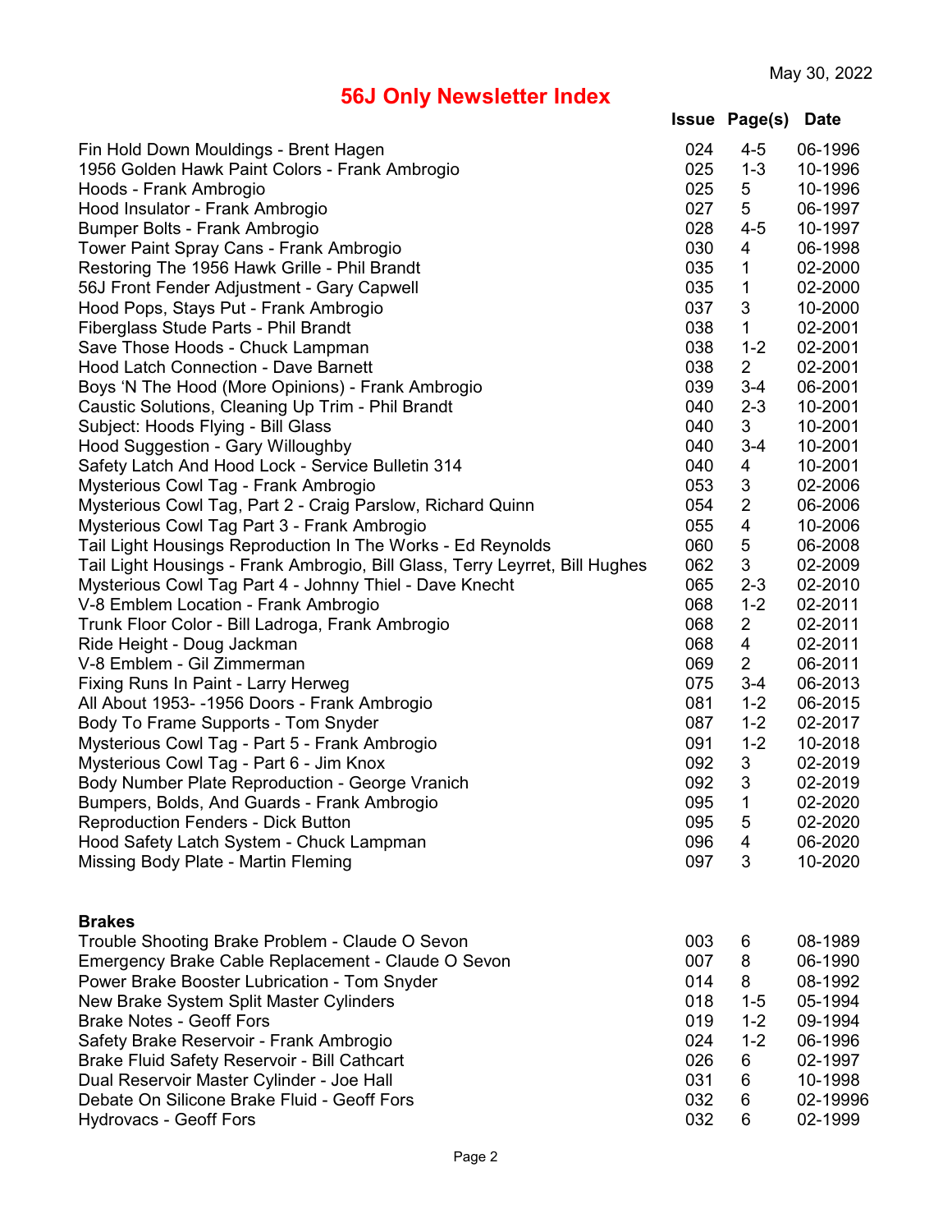May 30, 2022

# 56J Only Newsletter Index

| | Issue | Page(s) | Date |
|---|---|---|---|
| Fin Hold Down Mouldings - Brent Hagen | 024 | 4-5 | 06-1996 |
| 1956 Golden Hawk Paint Colors - Frank Ambrogio | 025 | 1-3 | 10-1996 |
| Hoods - Frank Ambrogio | 025 | 5 | 10-1996 |
| Hood Insulator - Frank Ambrogio | 027 | 5 | 06-1997 |
| Bumper Bolts - Frank Ambrogio | 028 | 4-5 | 10-1997 |
| Tower Paint Spray Cans - Frank Ambrogio | 030 | 4 | 06-1998 |
| Restoring The 1956 Hawk Grille - Phil Brandt | 035 | 1 | 02-2000 |
| 56J Front Fender Adjustment - Gary Capwell | 035 | 1 | 02-2000 |
| Hood Pops, Stays Put - Frank Ambrogio | 037 | 3 | 10-2000 |
| Fiberglass Stude Parts - Phil Brandt | 038 | 1 | 02-2001 |
| Save Those Hoods - Chuck Lampman | 038 | 1-2 | 02-2001 |
| Hood Latch Connection - Dave Barnett | 038 | 2 | 02-2001 |
| Boys 'N The Hood (More Opinions) - Frank Ambrogio | 039 | 3-4 | 06-2001 |
| Caustic Solutions, Cleaning Up Trim - Phil Brandt | 040 | 2-3 | 10-2001 |
| Subject: Hoods Flying - Bill Glass | 040 | 3 | 10-2001 |
| Hood Suggestion - Gary Willoughby | 040 | 3-4 | 10-2001 |
| Safety Latch And Hood Lock - Service Bulletin 314 | 040 | 4 | 10-2001 |
| Mysterious Cowl Tag - Frank Ambrogio | 053 | 3 | 02-2006 |
| Mysterious Cowl Tag, Part 2 - Craig Parslow, Richard Quinn | 054 | 2 | 06-2006 |
| Mysterious Cowl Tag Part 3 - Frank Ambrogio | 055 | 4 | 10-2006 |
| Tail Light Housings Reproduction In The Works - Ed Reynolds | 060 | 5 | 06-2008 |
| Tail Light Housings - Frank Ambrogio, Bill Glass, Terry Leyrret, Bill Hughes | 062 | 3 | 02-2009 |
| Mysterious Cowl Tag Part 4 - Johnny Thiel - Dave Knecht | 065 | 2-3 | 02-2010 |
| V-8 Emblem Location - Frank Ambrogio | 068 | 1-2 | 02-2011 |
| Trunk Floor Color - Bill Ladroga, Frank Ambrogio | 068 | 2 | 02-2011 |
| Ride Height - Doug Jackman | 068 | 4 | 02-2011 |
| V-8 Emblem - Gil Zimmerman | 069 | 2 | 06-2011 |
| Fixing Runs In Paint - Larry Herweg | 075 | 3-4 | 06-2013 |
| All About 1953- -1956 Doors - Frank Ambrogio | 081 | 1-2 | 06-2015 |
| Body To Frame Supports - Tom Snyder | 087 | 1-2 | 02-2017 |
| Mysterious Cowl Tag - Part 5 - Frank Ambrogio | 091 | 1-2 | 10-2018 |
| Mysterious Cowl Tag - Part 6 - Jim Knox | 092 | 3 | 02-2019 |
| Body Number Plate Reproduction - George Vranich | 092 | 3 | 02-2019 |
| Bumpers, Bolds, And Guards - Frank Ambrogio | 095 | 1 | 02-2020 |
| Reproduction Fenders - Dick Button | 095 | 5 | 02-2020 |
| Hood Safety Latch System - Chuck Lampman | 096 | 4 | 06-2020 |
| Missing Body Plate - Martin Fleming | 097 | 3 | 10-2020 |

**Brakes**

| | Issue | Page(s) | Date |
|---|---|---|---|
| Trouble Shooting Brake Problem - Claude O Sevon | 003 | 6 | 08-1989 |
| Emergency Brake Cable Replacement - Claude O Sevon | 007 | 8 | 06-1990 |
| Power Brake Booster Lubrication - Tom Snyder | 014 | 8 | 08-1992 |
| New Brake System Split Master Cylinders | 018 | 1-5 | 05-1994 |
| Brake Notes - Geoff Fors | 019 | 1-2 | 09-1994 |
| Safety Brake Reservoir - Frank Ambrogio | 024 | 1-2 | 06-1996 |
| Brake Fluid Safety Reservoir - Bill Cathcart | 026 | 6 | 02-1997 |
| Dual Reservoir Master Cylinder - Joe Hall | 031 | 6 | 10-1998 |
| Debate On Silicone Brake Fluid - Geoff Fors | 032 | 6 | 02-19996 |
| Hydrovacs - Geoff Fors | 032 | 6 | 02-1999 |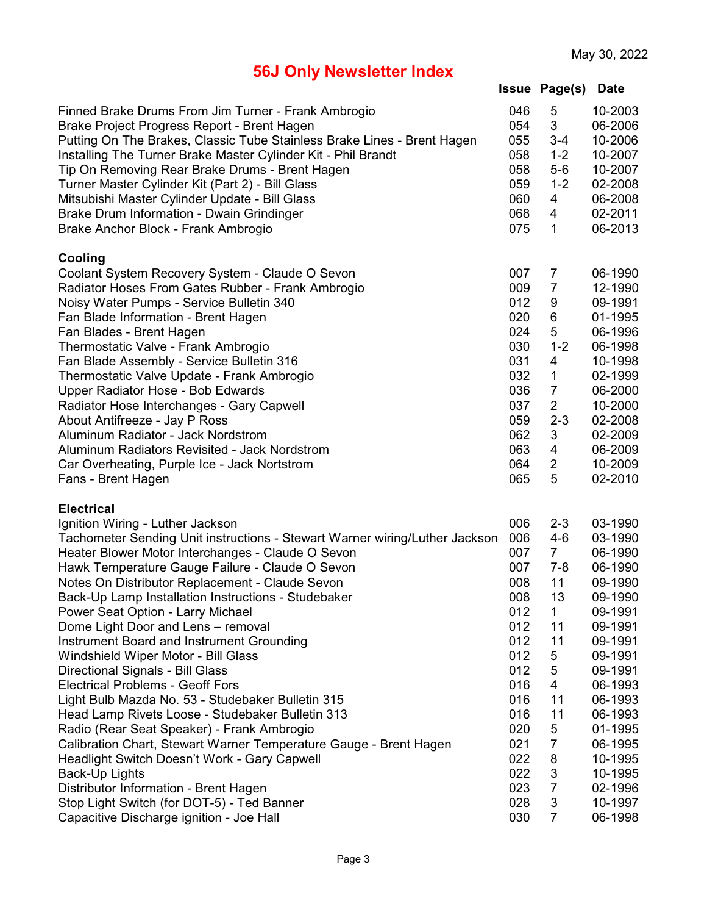May 30, 2022

# 56J Only Newsletter Index

| | Issue | Page(s) | Date |
|---|---|---|---|
| Finned Brake Drums From Jim Turner - Frank Ambrogio | 046 | 5 | 10-2003 |
| Brake Project Progress Report - Brent Hagen | 054 | 3 | 06-2006 |
| Putting On The Brakes, Classic Tube Stainless Brake Lines - Brent Hagen | 055 | 3-4 | 10-2006 |
| Installing The Turner Brake Master Cylinder Kit - Phil Brandt | 058 | 1-2 | 10-2007 |
| Tip On Removing Rear Brake Drums - Brent Hagen | 058 | 5-6 | 10-2007 |
| Turner Master Cylinder Kit (Part 2) - Bill Glass | 059 | 1-2 | 02-2008 |
| Mitsubishi Master Cylinder Update - Bill Glass | 060 | 4 | 06-2008 |
| Brake Drum Information - Dwain Grindinger | 068 | 4 | 02-2011 |
| Brake Anchor Block - Frank Ambrogio | 075 | 1 | 06-2013 |

**Cooling**

| | Issue | Page(s) | Date |
|---|---|---|---|
| Coolant System Recovery System - Claude O Sevon | 007 | 7 | 06-1990 |
| Radiator Hoses From Gates Rubber - Frank Ambrogio | 009 | 7 | 12-1990 |
| Noisy Water Pumps - Service Bulletin 340 | 012 | 9 | 09-1991 |
| Fan Blade Information - Brent Hagen | 020 | 6 | 01-1995 |
| Fan Blades - Brent Hagen | 024 | 5 | 06-1996 |
| Thermostatic Valve - Frank Ambrogio | 030 | 1-2 | 06-1998 |
| Fan Blade Assembly - Service Bulletin 316 | 031 | 4 | 10-1998 |
| Thermostatic Valve Update - Frank Ambrogio | 032 | 1 | 02-1999 |
| Upper Radiator Hose - Bob Edwards | 036 | 7 | 06-2000 |
| Radiator Hose Interchanges - Gary Capwell | 037 | 2 | 10-2000 |
| About Antifreeze - Jay P Ross | 059 | 2-3 | 02-2008 |
| Aluminum Radiator - Jack Nordstrom | 062 | 3 | 02-2009 |
| Aluminum Radiators Revisited - Jack Nordstrom | 063 | 4 | 06-2009 |
| Car Overheating, Purple Ice - Jack Nortstrom | 064 | 2 | 10-2009 |
| Fans - Brent Hagen | 065 | 5 | 02-2010 |

**Electrical**

| | Issue | Page(s) | Date |
|---|---|---|---|
| Ignition Wiring - Luther Jackson | 006 | 2-3 | 03-1990 |
| Tachometer Sending Unit instructions - Stewart Warner wiring/Luther Jackson | 006 | 4-6 | 03-1990 |
| Heater Blower Motor Interchanges - Claude O Sevon | 007 | 7 | 06-1990 |
| Hawk Temperature Gauge Failure - Claude O Sevon | 007 | 7-8 | 06-1990 |
| Notes On Distributor Replacement - Claude Sevon | 008 | 11 | 09-1990 |
| Back-Up Lamp Installation Instructions - Studebaker | 008 | 13 | 09-1990 |
| Power Seat Option - Larry Michael | 012 | 1 | 09-1991 |
| Dome Light Door and Lens – removal | 012 | 11 | 09-1991 |
| Instrument Board and Instrument Grounding | 012 | 11 | 09-1991 |
| Windshield Wiper Motor - Bill Glass | 012 | 5 | 09-1991 |
| Directional Signals - Bill Glass | 012 | 5 | 09-1991 |
| Electrical Problems - Geoff Fors | 016 | 4 | 06-1993 |
| Light Bulb Mazda No. 53 - Studebaker Bulletin 315 | 016 | 11 | 06-1993 |
| Head Lamp Rivets Loose - Studebaker Bulletin 313 | 016 | 11 | 06-1993 |
| Radio (Rear Seat Speaker) - Frank Ambrogio | 020 | 5 | 01-1995 |
| Calibration Chart, Stewart Warner Temperature Gauge - Brent Hagen | 021 | 7 | 06-1995 |
| Headlight Switch Doesn't Work - Gary Capwell | 022 | 8 | 10-1995 |
| Back-Up Lights | 022 | 3 | 10-1995 |
| Distributor Information - Brent Hagen | 023 | 7 | 02-1996 |
| Stop Light Switch (for DOT-5) - Ted Banner | 028 | 3 | 10-1997 |
| Capacitive Discharge ignition - Joe Hall | 030 | 7 | 06-1998 |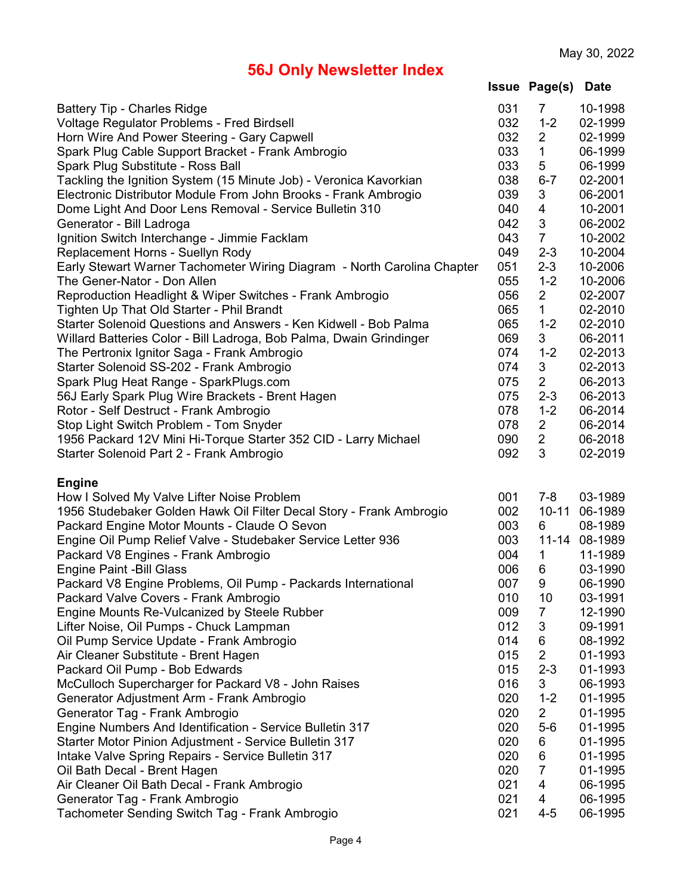May 30, 2022

# 56J Only Newsletter Index

| | Issue | Page(s) | Date |
|---|---|---|---|
| Battery Tip - Charles Ridge | 031 | 7 | 10-1998 |
| Voltage Regulator Problems - Fred Birdsell | 032 | 1-2 | 02-1999 |
| Horn Wire And Power Steering - Gary Capwell | 032 | 2 | 02-1999 |
| Spark Plug Cable Support Bracket - Frank Ambrogio | 033 | 1 | 06-1999 |
| Spark Plug Substitute - Ross Ball | 033 | 5 | 06-1999 |
| Tackling the Ignition System (15 Minute Job) - Veronica Kavorkian | 038 | 6-7 | 02-2001 |
| Electronic Distributor Module From John Brooks - Frank Ambrogio | 039 | 3 | 06-2001 |
| Dome Light And Door Lens Removal - Service Bulletin 310 | 040 | 4 | 10-2001 |
| Generator - Bill Ladroga | 042 | 3 | 06-2002 |
| Ignition Switch Interchange - Jimmie Facklam | 043 | 7 | 10-2002 |
| Replacement Horns - Suellyn Rody | 049 | 2-3 | 10-2004 |
| Early Stewart Warner Tachometer Wiring Diagram - North Carolina Chapter | 051 | 2-3 | 10-2006 |
| The Gener-Nator - Don Allen | 055 | 1-2 | 10-2006 |
| Reproduction Headlight & Wiper Switches - Frank Ambrogio | 056 | 2 | 02-2007 |
| Tighten Up That Old Starter - Phil Brandt | 065 | 1 | 02-2010 |
| Starter Solenoid Questions and Answers - Ken Kidwell - Bob Palma | 065 | 1-2 | 02-2010 |
| Willard Batteries Color - Bill Ladroga, Bob Palma, Dwain Grindinger | 069 | 3 | 06-2011 |
| The Pertronix Ignitor Saga - Frank Ambrogio | 074 | 1-2 | 02-2013 |
| Starter Solenoid SS-202 - Frank Ambrogio | 074 | 3 | 02-2013 |
| Spark Plug Heat Range - SparkPlugs.com | 075 | 2 | 06-2013 |
| 56J Early Spark Plug Wire Brackets - Brent Hagen | 075 | 2-3 | 06-2013 |
| Rotor - Self Destruct - Frank Ambrogio | 078 | 1-2 | 06-2014 |
| Stop Light Switch Problem - Tom Snyder | 078 | 2 | 06-2014 |
| 1956 Packard 12V Mini Hi-Torque Starter 352 CID - Larry Michael | 090 | 2 | 06-2018 |
| Starter Solenoid Part 2 - Frank Ambrogio | 092 | 3 | 02-2019 |
| **Engine** | | | |
| How I Solved My Valve Lifter Noise Problem | 001 | 7-8 | 03-1989 |
| 1956 Studebaker Golden Hawk Oil Filter Decal Story - Frank Ambrogio | 002 | 10-11 | 06-1989 |
| Packard Engine Motor Mounts - Claude O Sevon | 003 | 6 | 08-1989 |
| Engine Oil Pump Relief Valve - Studebaker Service Letter 936 | 003 | 11-14 | 08-1989 |
| Packard V8 Engines - Frank Ambrogio | 004 | 1 | 11-1989 |
| Engine Paint -Bill Glass | 006 | 6 | 03-1990 |
| Packard V8 Engine Problems, Oil Pump - Packards International | 007 | 9 | 06-1990 |
| Packard Valve Covers - Frank Ambrogio | 010 | 10 | 03-1991 |
| Engine Mounts Re-Vulcanized by Steele Rubber | 009 | 7 | 12-1990 |
| Lifter Noise, Oil Pumps - Chuck Lampman | 012 | 3 | 09-1991 |
| Oil Pump Service Update - Frank Ambrogio | 014 | 6 | 08-1992 |
| Air Cleaner Substitute - Brent Hagen | 015 | 2 | 01-1993 |
| Packard Oil Pump - Bob Edwards | 015 | 2-3 | 01-1993 |
| McCulloch Supercharger for Packard V8 - John Raises | 016 | 3 | 06-1993 |
| Generator Adjustment Arm - Frank Ambrogio | 020 | 1-2 | 01-1995 |
| Generator Tag - Frank Ambrogio | 020 | 2 | 01-1995 |
| Engine Numbers And Identification - Service Bulletin 317 | 020 | 5-6 | 01-1995 |
| Starter Motor Pinion Adjustment - Service Bulletin 317 | 020 | 6 | 01-1995 |
| Intake Valve Spring Repairs - Service Bulletin 317 | 020 | 6 | 01-1995 |
| Oil Bath Decal - Brent Hagen | 020 | 7 | 01-1995 |
| Air Cleaner Oil Bath Decal - Frank Ambrogio | 021 | 4 | 06-1995 |
| Generator Tag - Frank Ambrogio | 021 | 4 | 06-1995 |
| Tachometer Sending Switch Tag - Frank Ambrogio | 021 | 4-5 | 06-1995 |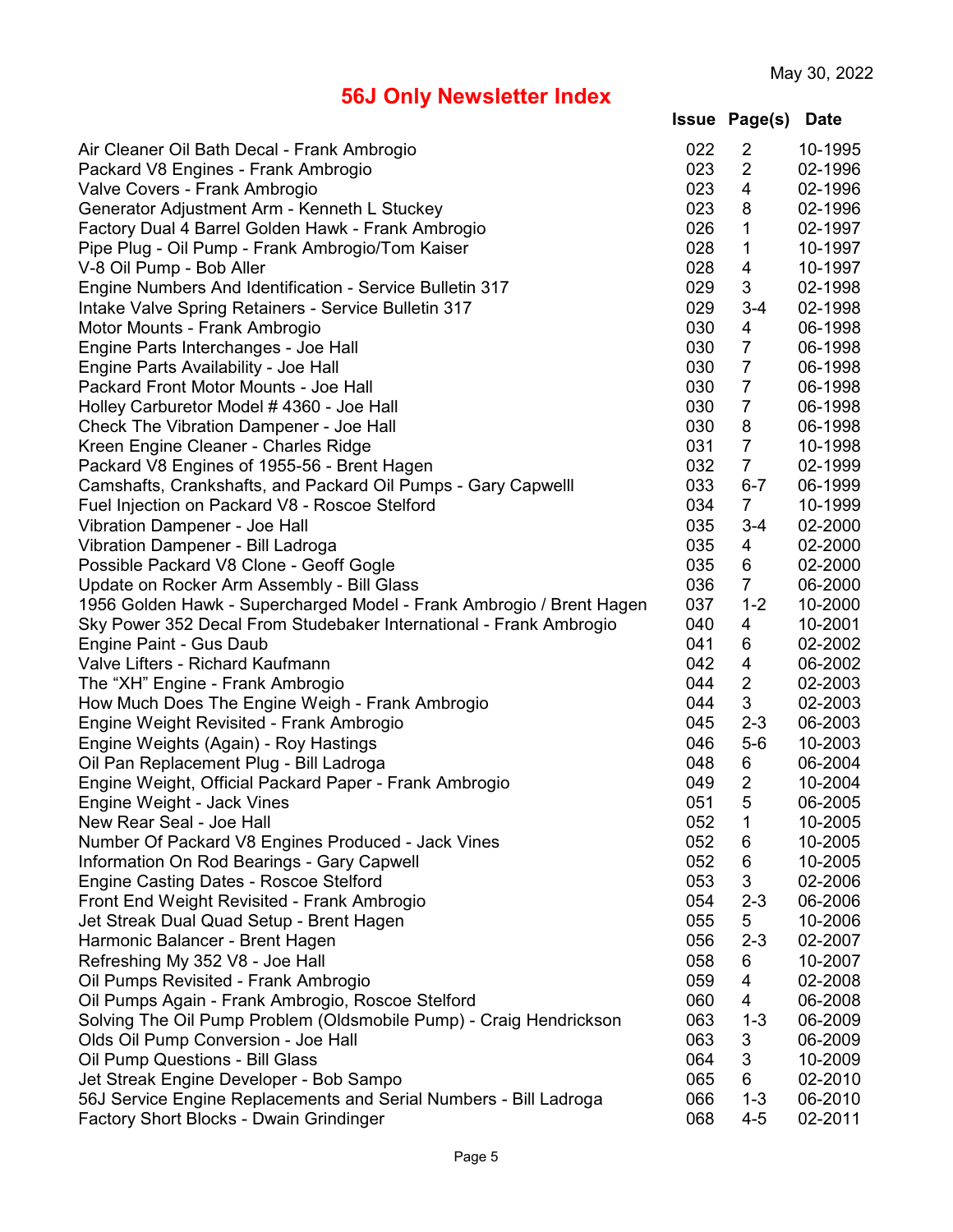May 30, 2022

# 56J Only Newsletter Index

| | Issue | Page(s) | Date |
|---|---|---|---|
| Air Cleaner Oil Bath Decal - Frank Ambrogio | 022 | 2 | 10-1995 |
| Packard V8 Engines - Frank Ambrogio | 023 | 2 | 02-1996 |
| Valve Covers - Frank Ambrogio | 023 | 4 | 02-1996 |
| Generator Adjustment Arm - Kenneth L Stuckey | 023 | 8 | 02-1996 |
| Factory Dual 4 Barrel Golden Hawk - Frank Ambrogio | 026 | 1 | 02-1997 |
| Pipe Plug - Oil Pump - Frank Ambrogio/Tom Kaiser | 028 | 1 | 10-1997 |
| V-8 Oil Pump - Bob Aller | 028 | 4 | 10-1997 |
| Engine Numbers And Identification - Service Bulletin 317 | 029 | 3 | 02-1998 |
| Intake Valve Spring Retainers - Service Bulletin 317 | 029 | 3-4 | 02-1998 |
| Motor Mounts - Frank Ambrogio | 030 | 4 | 06-1998 |
| Engine Parts Interchanges - Joe Hall | 030 | 7 | 06-1998 |
| Engine Parts Availability - Joe Hall | 030 | 7 | 06-1998 |
| Packard Front Motor Mounts - Joe Hall | 030 | 7 | 06-1998 |
| Holley Carburetor Model # 4360 - Joe Hall | 030 | 7 | 06-1998 |
| Check The Vibration Dampener - Joe Hall | 030 | 8 | 06-1998 |
| Kreen Engine Cleaner - Charles Ridge | 031 | 7 | 10-1998 |
| Packard V8 Engines of 1955-56 - Brent Hagen | 032 | 7 | 02-1999 |
| Camshafts, Crankshafts, and Packard Oil Pumps - Gary Capwelll | 033 | 6-7 | 06-1999 |
| Fuel Injection on Packard V8 - Roscoe Stelford | 034 | 7 | 10-1999 |
| Vibration Dampener - Joe Hall | 035 | 3-4 | 02-2000 |
| Vibration Dampener - Bill Ladroga | 035 | 4 | 02-2000 |
| Possible Packard V8 Clone - Geoff Gogle | 035 | 6 | 02-2000 |
| Update on Rocker Arm Assembly - Bill Glass | 036 | 7 | 06-2000 |
| 1956 Golden Hawk - Supercharged Model - Frank Ambrogio / Brent Hagen | 037 | 1-2 | 10-2000 |
| Sky Power 352 Decal From Studebaker International - Frank Ambrogio | 040 | 4 | 10-2001 |
| Engine Paint - Gus Daub | 041 | 6 | 02-2002 |
| Valve Lifters - Richard Kaufmann | 042 | 4 | 06-2002 |
| The “XH” Engine - Frank Ambrogio | 044 | 2 | 02-2003 |
| How Much Does The Engine Weigh - Frank Ambrogio | 044 | 3 | 02-2003 |
| Engine Weight Revisited - Frank Ambrogio | 045 | 2-3 | 06-2003 |
| Engine Weights (Again) - Roy Hastings | 046 | 5-6 | 10-2003 |
| Oil Pan Replacement Plug - Bill Ladroga | 048 | 6 | 06-2004 |
| Engine Weight, Official Packard Paper - Frank Ambrogio | 049 | 2 | 10-2004 |
| Engine Weight - Jack Vines | 051 | 5 | 06-2005 |
| New Rear Seal - Joe Hall | 052 | 1 | 10-2005 |
| Number Of Packard V8 Engines Produced - Jack Vines | 052 | 6 | 10-2005 |
| Information On Rod Bearings - Gary Capwell | 052 | 6 | 10-2005 |
| Engine Casting Dates - Roscoe Stelford | 053 | 3 | 02-2006 |
| Front End Weight Revisited - Frank Ambrogio | 054 | 2-3 | 06-2006 |
| Jet Streak Dual Quad Setup - Brent Hagen | 055 | 5 | 10-2006 |
| Harmonic Balancer - Brent Hagen | 056 | 2-3 | 02-2007 |
| Refreshing My 352 V8 - Joe Hall | 058 | 6 | 10-2007 |
| Oil Pumps Revisited - Frank Ambrogio | 059 | 4 | 02-2008 |
| Oil Pumps Again - Frank Ambrogio, Roscoe Stelford | 060 | 4 | 06-2008 |
| Solving The Oil Pump Problem (Oldsmobile Pump) - Craig Hendrickson | 063 | 1-3 | 06-2009 |
| Olds Oil Pump Conversion - Joe Hall | 063 | 3 | 06-2009 |
| Oil Pump Questions - Bill Glass | 064 | 3 | 10-2009 |
| Jet Streak Engine Developer - Bob Sampo | 065 | 6 | 02-2010 |
| 56J Service Engine Replacements and Serial Numbers - Bill Ladroga | 066 | 1-3 | 06-2010 |
| Factory Short Blocks - Dwain Grindinger | 068 | 4-5 | 02-2011 |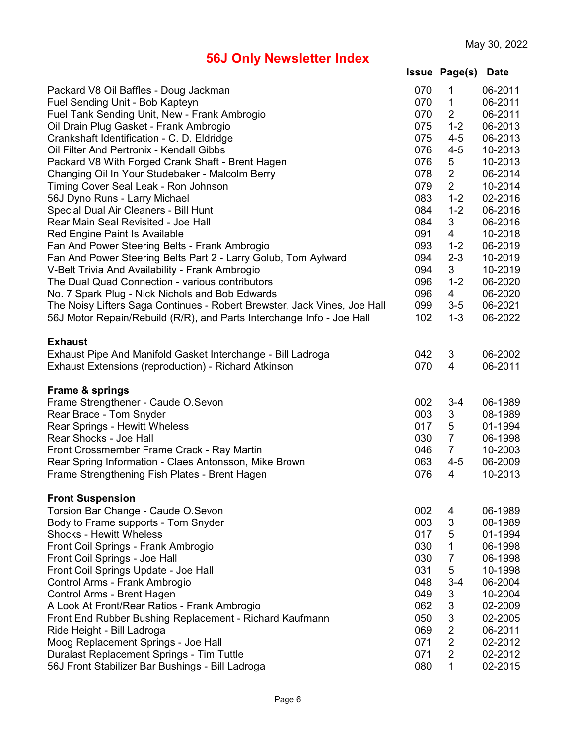May 30, 2022

# 56J Only Newsletter Index

| | Issue | Page(s) | Date |
|---|---|---|---|
| Packard V8 Oil Baffles - Doug Jackman | 070 | 1 | 06-2011 |
| Fuel Sending Unit - Bob Kapteyn | 070 | 1 | 06-2011 |
| Fuel Tank Sending Unit, New - Frank Ambrogio | 070 | 2 | 06-2011 |
| Oil Drain Plug Gasket - Frank Ambrogio | 075 | 1-2 | 06-2013 |
| Crankshaft Identification - C. D. Eldridge | 075 | 4-5 | 06-2013 |
| Oil Filter And Pertronix - Kendall Gibbs | 076 | 4-5 | 10-2013 |
| Packard V8 With Forged Crank Shaft - Brent Hagen | 076 | 5 | 10-2013 |
| Changing Oil In Your Studebaker - Malcolm Berry | 078 | 2 | 06-2014 |
| Timing Cover Seal Leak - Ron Johnson | 079 | 2 | 10-2014 |
| 56J Dyno Runs - Larry Michael | 083 | 1-2 | 02-2016 |
| Special Dual Air Cleaners - Bill Hunt | 084 | 1-2 | 06-2016 |
| Rear Main Seal Revisited - Joe Hall | 084 | 3 | 06-2016 |
| Red Engine Paint Is Available | 091 | 4 | 10-2018 |
| Fan And Power Steering Belts - Frank Ambrogio | 093 | 1-2 | 06-2019 |
| Fan And Power Steering Belts Part 2 - Larry Golub, Tom Aylward | 094 | 2-3 | 10-2019 |
| V-Belt Trivia And Availability - Frank Ambrogio | 094 | 3 | 10-2019 |
| The Dual Quad Connection - various contributors | 096 | 1-2 | 06-2020 |
| No. 7 Spark Plug - Nick Nichols and Bob Edwards | 096 | 4 | 06-2020 |
| The Noisy Lifters Saga Continues - Robert Brewster, Jack Vines, Joe Hall | 099 | 3-5 | 06-2021 |
| 56J Motor Repair/Rebuild (R/R), and Parts Interchange Info - Joe Hall | 102 | 1-3 | 06-2022 |
| **Exhaust** | | | |
| Exhaust Pipe And Manifold Gasket Interchange - Bill Ladroga | 042 | 3 | 06-2002 |
| Exhaust Extensions (reproduction) - Richard Atkinson | 070 | 4 | 06-2011 |
| **Frame & springs** | | | |
| Frame Strengthener - Caude O.Sevon | 002 | 3-4 | 06-1989 |
| Rear Brace - Tom Snyder | 003 | 3 | 08-1989 |
| Rear Springs - Hewitt Wheless | 017 | 5 | 01-1994 |
| Rear Shocks - Joe Hall | 030 | 7 | 06-1998 |
| Front Crossmember Frame Crack - Ray Martin | 046 | 7 | 10-2003 |
| Rear Spring Information - Claes Antonsson, Mike Brown | 063 | 4-5 | 06-2009 |
| Frame Strengthening Fish Plates - Brent Hagen | 076 | 4 | 10-2013 |
| **Front Suspension** | | | |
| Torsion Bar Change - Caude O.Sevon | 002 | 4 | 06-1989 |
| Body to Frame supports - Tom Snyder | 003 | 3 | 08-1989 |
| Shocks - Hewitt Wheless | 017 | 5 | 01-1994 |
| Front Coil Springs - Frank Ambrogio | 030 | 1 | 06-1998 |
| Front Coil Springs - Joe Hall | 030 | 7 | 06-1998 |
| Front Coil Springs Update - Joe Hall | 031 | 5 | 10-1998 |
| Control Arms - Frank Ambrogio | 048 | 3-4 | 06-2004 |
| Control Arms - Brent Hagen | 049 | 3 | 10-2004 |
| A Look At Front/Rear Ratios - Frank Ambrogio | 062 | 3 | 02-2009 |
| Front End Rubber Bushing Replacement - Richard Kaufmann | 050 | 3 | 02-2005 |
| Ride Height - Bill Ladroga | 069 | 2 | 06-2011 |
| Moog Replacement Springs - Joe Hall | 071 | 2 | 02-2012 |
| Duralast Replacement Springs - Tim Tuttle | 071 | 2 | 02-2012 |
| 56J Front Stabilizer Bar Bushings - Bill Ladroga | 080 | 1 | 02-2015 |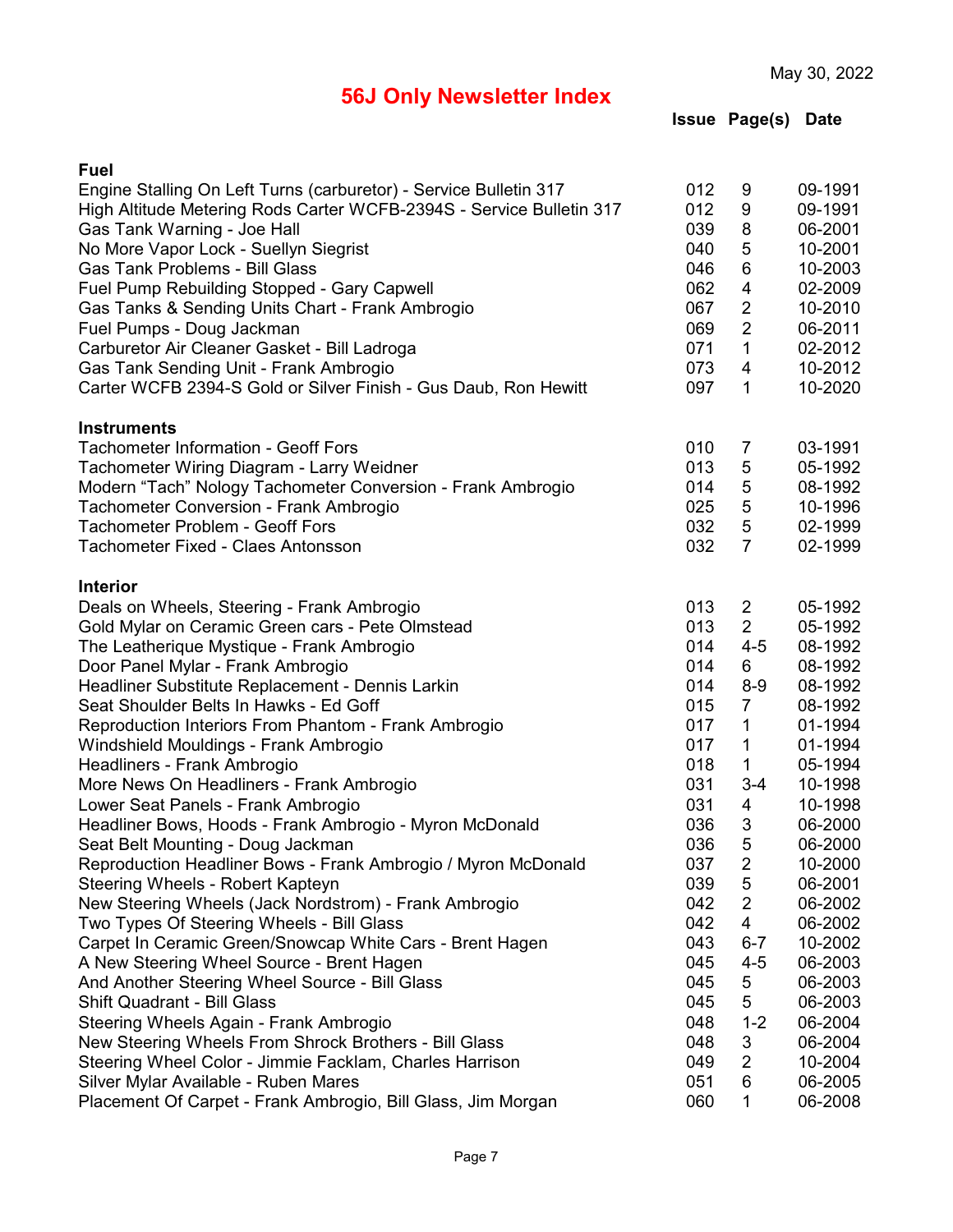May 30, 2022

# 56J Only Newsletter Index

| | Issue | Page(s) | Date |
|---|---|---|---|
| **Fuel** | | | |
| Engine Stalling On Left Turns (carburetor) - Service Bulletin 317 | 012 | 9 | 09-1991 |
| High Altitude Metering Rods Carter WCFB-2394S - Service Bulletin 317 | 012 | 9 | 09-1991 |
| Gas Tank Warning - Joe Hall | 039 | 8 | 06-2001 |
| No More Vapor Lock - Suellyn Siegrist | 040 | 5 | 10-2001 |
| Gas Tank Problems - Bill Glass | 046 | 6 | 10-2003 |
| Fuel Pump Rebuilding Stopped - Gary Capwell | 062 | 4 | 02-2009 |
| Gas Tanks & Sending Units Chart - Frank Ambrogio | 067 | 2 | 10-2010 |
| Fuel Pumps - Doug Jackman | 069 | 2 | 06-2011 |
| Carburetor Air Cleaner Gasket - Bill Ladroga | 071 | 1 | 02-2012 |
| Gas Tank Sending Unit - Frank Ambrogio | 073 | 4 | 10-2012 |
| Carter WCFB 2394-S Gold or Silver Finish - Gus Daub, Ron Hewitt | 097 | 1 | 10-2020 |
| **Instruments** | | | |
| Tachometer Information - Geoff Fors | 010 | 7 | 03-1991 |
| Tachometer Wiring Diagram - Larry Weidner | 013 | 5 | 05-1992 |
| Modern “Tach” Nology Tachometer Conversion - Frank Ambrogio | 014 | 5 | 08-1992 |
| Tachometer Conversion - Frank Ambrogio | 025 | 5 | 10-1996 |
| Tachometer Problem - Geoff Fors | 032 | 5 | 02-1999 |
| Tachometer Fixed - Claes Antonsson | 032 | 7 | 02-1999 |
| **Interior** | | | |
| Deals on Wheels, Steering - Frank Ambrogio | 013 | 2 | 05-1992 |
| Gold Mylar on Ceramic Green cars - Pete Olmstead | 013 | 2 | 05-1992 |
| The Leatherique Mystique - Frank Ambrogio | 014 | 4-5 | 08-1992 |
| Door Panel Mylar - Frank Ambrogio | 014 | 6 | 08-1992 |
| Headliner Substitute Replacement - Dennis Larkin | 014 | 8-9 | 08-1992 |
| Seat Shoulder Belts In Hawks - Ed Goff | 015 | 7 | 08-1992 |
| Reproduction Interiors From Phantom - Frank Ambrogio | 017 | 1 | 01-1994 |
| Windshield Mouldings - Frank Ambrogio | 017 | 1 | 01-1994 |
| Headliners - Frank Ambrogio | 018 | 1 | 05-1994 |
| More News On Headliners - Frank Ambrogio | 031 | 3-4 | 10-1998 |
| Lower Seat Panels - Frank Ambrogio | 031 | 4 | 10-1998 |
| Headliner Bows, Hoods - Frank Ambrogio - Myron McDonald | 036 | 3 | 06-2000 |
| Seat Belt Mounting - Doug Jackman | 036 | 5 | 06-2000 |
| Reproduction Headliner Bows - Frank Ambrogio / Myron McDonald | 037 | 2 | 10-2000 |
| Steering Wheels - Robert Kapteyn | 039 | 5 | 06-2001 |
| New Steering Wheels (Jack Nordstrom) - Frank Ambrogio | 042 | 2 | 06-2002 |
| Two Types Of Steering Wheels - Bill Glass | 042 | 4 | 06-2002 |
| Carpet In Ceramic Green/Snowcap White Cars - Brent Hagen | 043 | 6-7 | 10-2002 |
| A New Steering Wheel Source - Brent Hagen | 045 | 4-5 | 06-2003 |
| And Another Steering Wheel Source - Bill Glass | 045 | 5 | 06-2003 |
| Shift Quadrant - Bill Glass | 045 | 5 | 06-2003 |
| Steering Wheels Again - Frank Ambrogio | 048 | 1-2 | 06-2004 |
| New Steering Wheels From Shrock Brothers - Bill Glass | 048 | 3 | 06-2004 |
| Steering Wheel Color - Jimmie Facklam, Charles Harrison | 049 | 2 | 10-2004 |
| Silver Mylar Available - Ruben Mares | 051 | 6 | 06-2005 |
| Placement Of Carpet - Frank Ambrogio, Bill Glass, Jim Morgan | 060 | 1 | 06-2008 |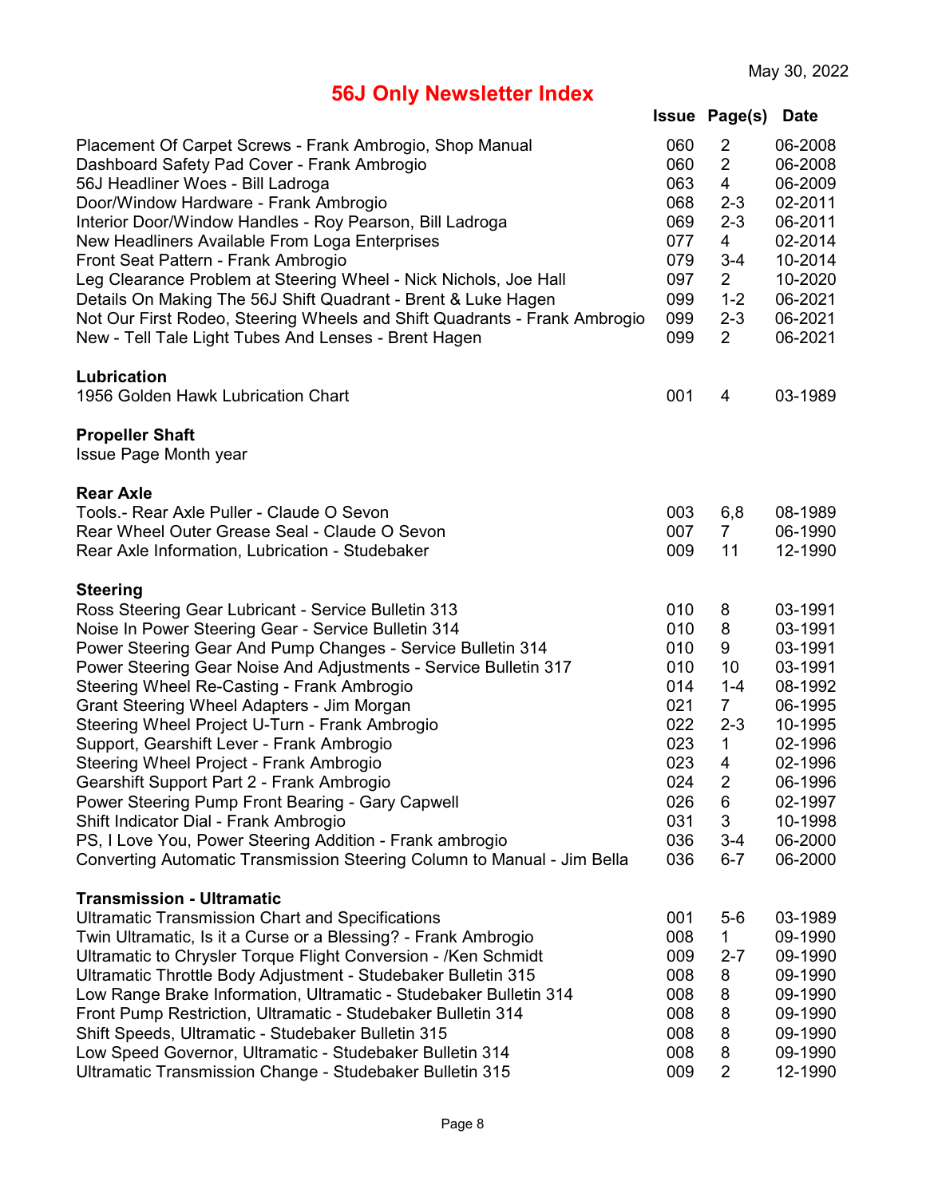May 30, 2022

# 56J Only Newsletter Index

| | Issue | Page(s) | Date |
|---|---|---|---|
| Placement Of Carpet Screws - Frank Ambrogio, Shop Manual | 060 | 2 | 06-2008 |
| Dashboard Safety Pad Cover - Frank Ambrogio | 060 | 2 | 06-2008 |
| 56J Headliner Woes - Bill Ladroga | 063 | 4 | 06-2009 |
| Door/Window Hardware - Frank Ambrogio | 068 | 2-3 | 02-2011 |
| Interior Door/Window Handles - Roy Pearson, Bill Ladroga | 069 | 2-3 | 06-2011 |
| New Headliners Available From Loga Enterprises | 077 | 4 | 02-2014 |
| Front Seat Pattern - Frank Ambrogio | 079 | 3-4 | 10-2014 |
| Leg Clearance Problem at Steering Wheel - Nick Nichols, Joe Hall | 097 | 2 | 10-2020 |
| Details On Making The 56J Shift Quadrant - Brent & Luke Hagen | 099 | 1-2 | 06-2021 |
| Not Our First Rodeo, Steering Wheels and Shift Quadrants - Frank Ambrogio | 099 | 2-3 | 06-2021 |
| New - Tell Tale Light Tubes And Lenses - Brent Hagen | 099 | 2 | 06-2021 |
| | | | |
| **Lubrication** | | | |
| 1956 Golden Hawk Lubrication Chart | 001 | 4 | 03-1989 |
| | | | |
| **Propeller Shaft** | | | |
| Issue Page Month year | | | |
| | | | |
| **Rear Axle** | | | |
| Tools.- Rear Axle Puller - Claude O Sevon | 003 | 6,8 | 08-1989 |
| Rear Wheel Outer Grease Seal - Claude O Sevon | 007 | 7 | 06-1990 |
| Rear Axle Information, Lubrication - Studebaker | 009 | 11 | 12-1990 |
| | | | |
| **Steering** | | | |
| Ross Steering Gear Lubricant - Service Bulletin 313 | 010 | 8 | 03-1991 |
| Noise In Power Steering Gear - Service Bulletin 314 | 010 | 8 | 03-1991 |
| Power Steering Gear And Pump Changes - Service Bulletin 314 | 010 | 9 | 03-1991 |
| Power Steering Gear Noise And Adjustments - Service Bulletin 317 | 010 | 10 | 03-1991 |
| Steering Wheel Re-Casting - Frank Ambrogio | 014 | 1-4 | 08-1992 |
| Grant Steering Wheel Adapters - Jim Morgan | 021 | 7 | 06-1995 |
| Steering Wheel Project U-Turn - Frank Ambrogio | 022 | 2-3 | 10-1995 |
| Support, Gearshift Lever - Frank Ambrogio | 023 | 1 | 02-1996 |
| Steering Wheel Project - Frank Ambrogio | 023 | 4 | 02-1996 |
| Gearshift Support Part 2 - Frank Ambrogio | 024 | 2 | 06-1996 |
| Power Steering Pump Front Bearing - Gary Capwell | 026 | 6 | 02-1997 |
| Shift Indicator Dial - Frank Ambrogio | 031 | 3 | 10-1998 |
| PS, I Love You, Power Steering Addition - Frank ambrogio | 036 | 3-4 | 06-2000 |
| Converting Automatic Transmission Steering Column to Manual - Jim Bella | 036 | 6-7 | 06-2000 |
| | | | |
| **Transmission - Ultramatic** | | | |
| Ultramatic Transmission Chart and Specifications | 001 | 5-6 | 03-1989 |
| Twin Ultramatic, Is it a Curse or a Blessing? - Frank Ambrogio | 008 | 1 | 09-1990 |
| Ultramatic to Chrysler Torque Flight Conversion - /Ken Schmidt | 009 | 2-7 | 09-1990 |
| Ultramatic Throttle Body Adjustment - Studebaker Bulletin 315 | 008 | 8 | 09-1990 |
| Low Range Brake Information, Ultramatic - Studebaker Bulletin 314 | 008 | 8 | 09-1990 |
| Front Pump Restriction, Ultramatic - Studebaker Bulletin 314 | 008 | 8 | 09-1990 |
| Shift Speeds, Ultramatic - Studebaker Bulletin 315 | 008 | 8 | 09-1990 |
| Low Speed Governor, Ultramatic - Studebaker Bulletin 314 | 008 | 8 | 09-1990 |
| Ultramatic Transmission Change - Studebaker Bulletin 315 | 009 | 2 | 12-1990 |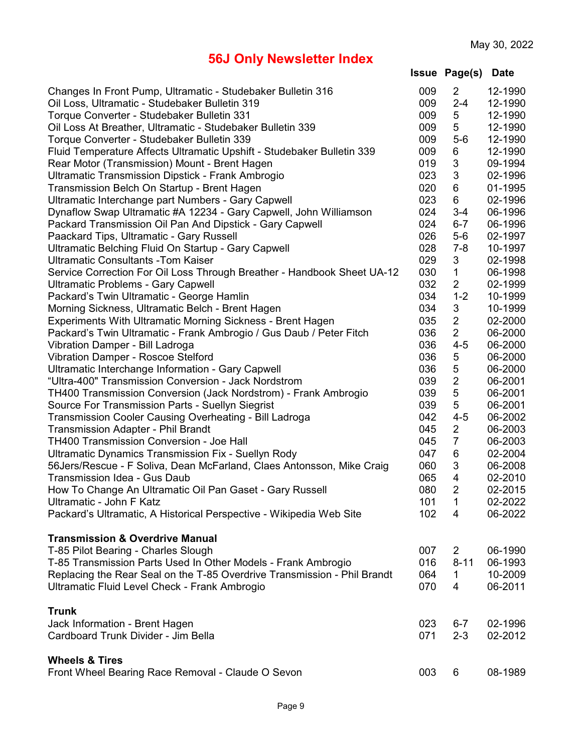May 30, 2022

# 56J Only Newsletter Index

| | Issue | Page(s) | Date |
|---|---|---|---|
| Changes In Front Pump, Ultramatic - Studebaker Bulletin 316 | 009 | 2 | 12-1990 |
| Oil Loss, Ultramatic - Studebaker Bulletin 319 | 009 | 2-4 | 12-1990 |
| Torque Converter - Studebaker Bulletin 331 | 009 | 5 | 12-1990 |
| Oil Loss At Breather, Ultramatic - Studebaker Bulletin 339 | 009 | 5 | 12-1990 |
| Torque Converter - Studebaker Bulletin 339 | 009 | 5-6 | 12-1990 |
| Fluid Temperature Affects Ultramatic Upshift - Studebaker Bulletin 339 | 009 | 6 | 12-1990 |
| Rear Motor (Transmission) Mount - Brent Hagen | 019 | 3 | 09-1994 |
| Ultramatic Transmission Dipstick - Frank Ambrogio | 023 | 3 | 02-1996 |
| Transmission Belch On Startup - Brent Hagen | 020 | 6 | 01-1995 |
| Ultramatic Interchange part Numbers - Gary Capwell | 023 | 6 | 02-1996 |
| Dynaflow Swap Ultramatic #A 12234 - Gary Capwell, John Williamson | 024 | 3-4 | 06-1996 |
| Packard Transmission Oil Pan And Dipstick - Gary Capwell | 024 | 6-7 | 06-1996 |
| Paackard Tips, Ultramatic - Gary Russell | 026 | 5-6 | 02-1997 |
| Ultramatic Belching Fluid On Startup - Gary Capwell | 028 | 7-8 | 10-1997 |
| Ultramatic Consultants -Tom Kaiser | 029 | 3 | 02-1998 |
| Service Correction For Oil Loss Through Breather - Handbook Sheet UA-12 | 030 | 1 | 06-1998 |
| Ultramatic Problems - Gary Capwell | 032 | 2 | 02-1999 |
| Packard's Twin Ultramatic - George Hamlin | 034 | 1-2 | 10-1999 |
| Morning Sickness, Ultramatic Belch - Brent Hagen | 034 | 3 | 10-1999 |
| Experiments With Ultramatic Morning Sickness - Brent Hagen | 035 | 2 | 02-2000 |
| Packard's Twin Ultramatic - Frank Ambrogio / Gus Daub / Peter Fitch | 036 | 2 | 06-2000 |
| Vibration Damper - Bill Ladroga | 036 | 4-5 | 06-2000 |
| Vibration Damper - Roscoe Stelford | 036 | 5 | 06-2000 |
| Ultramatic Interchange Information - Gary Capwell | 036 | 5 | 06-2000 |
| "Ultra-400" Transmission Conversion - Jack Nordstrom | 039 | 2 | 06-2001 |
| TH400 Transmission Conversion (Jack Nordstrom) - Frank Ambrogio | 039 | 5 | 06-2001 |
| Source For Transmission Parts - Suellyn Siegrist | 039 | 5 | 06-2001 |
| Transmission Cooler Causing Overheating - Bill Ladroga | 042 | 4-5 | 06-2002 |
| Transmission Adapter - Phil Brandt | 045 | 2 | 06-2003 |
| TH400 Transmission Conversion - Joe Hall | 045 | 7 | 06-2003 |
| Ultramatic Dynamics Transmission Fix - Suellyn Rody | 047 | 6 | 02-2004 |
| 56Jers/Rescue - F Soliva, Dean McFarland, Claes Antonsson, Mike Craig | 060 | 3 | 06-2008 |
| Transmission Idea - Gus Daub | 065 | 4 | 02-2010 |
| How To Change An Ultramatic Oil Pan Gaset - Gary Russell | 080 | 2 | 02-2015 |
| Ultramatic - John F Katz | 101 | 1 | 02-2022 |
| Packard's Ultramatic, A Historical Perspective - Wikipedia Web Site | 102 | 4 | 06-2022 |
| **Transmission & Overdrive Manual** | | | |
| T-85 Pilot Bearing - Charles Slough | 007 | 2 | 06-1990 |
| T-85 Transmission Parts Used In Other Models - Frank Ambrogio | 016 | 8-11 | 06-1993 |
| Replacing the Rear Seal on the T-85 Overdrive Transmission - Phil Brandt | 064 | 1 | 10-2009 |
| Ultramatic Fluid Level Check - Frank Ambrogio | 070 | 4 | 06-2011 |
| **Trunk** | | | |
| Jack Information - Brent Hagen | 023 | 6-7 | 02-1996 |
| Cardboard Trunk Divider - Jim Bella | 071 | 2-3 | 02-2012 |
| **Wheels & Tires** | | | |
| Front Wheel Bearing Race Removal - Claude O Sevon | 003 | 6 | 08-1989 |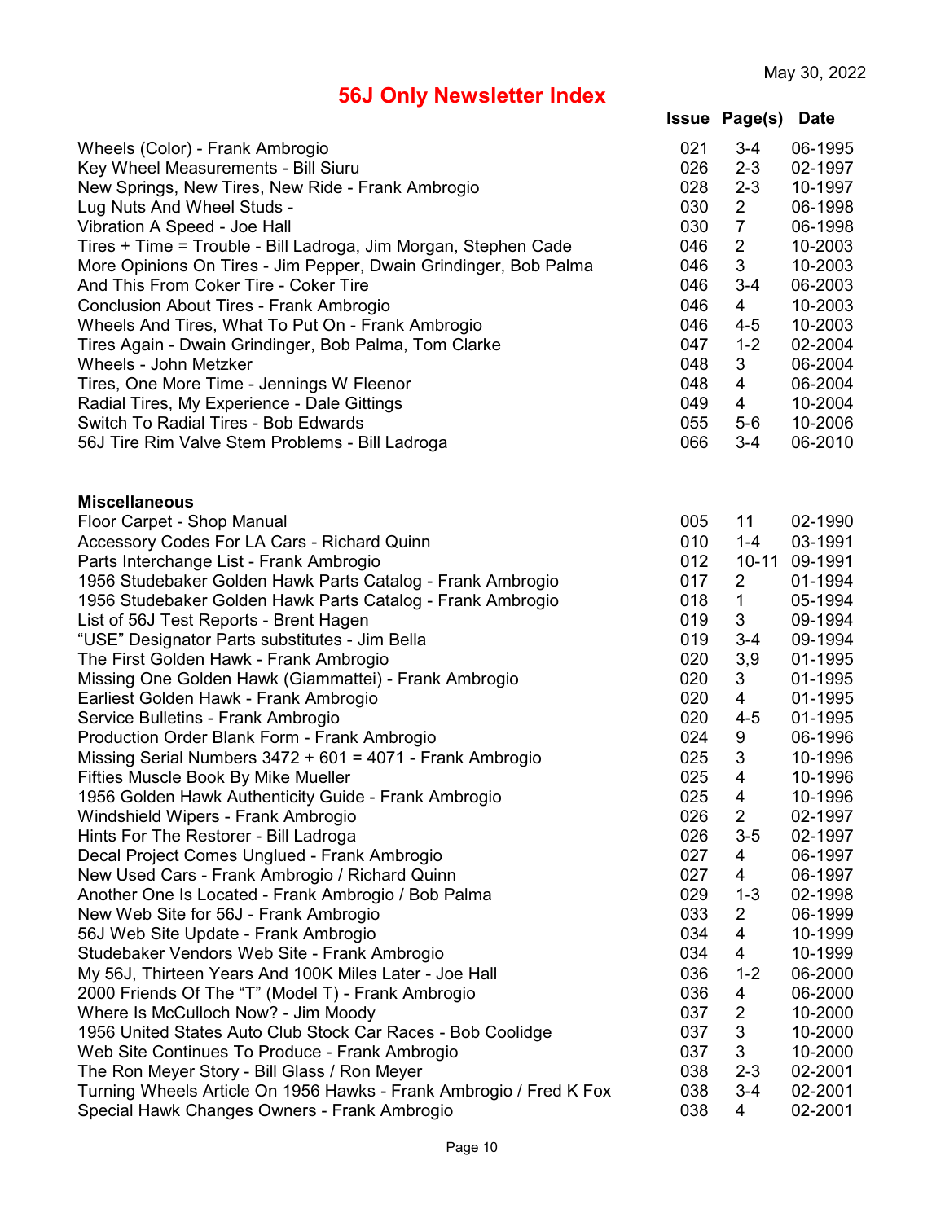May 30, 2022

# 56J Only Newsletter Index

| | Issue | Page(s) | Date |
|---|---|---|---|
| Wheels (Color) - Frank Ambrogio | 021 | 3-4 | 06-1995 |
| Key Wheel Measurements - Bill Siuru | 026 | 2-3 | 02-1997 |
| New Springs, New Tires, New Ride - Frank Ambrogio | 028 | 2-3 | 10-1997 |
| Lug Nuts And Wheel Studs - | 030 | 2 | 06-1998 |
| Vibration A Speed - Joe Hall | 030 | 7 | 06-1998 |
| Tires + Time = Trouble - Bill Ladroga, Jim Morgan, Stephen Cade | 046 | 2 | 10-2003 |
| More Opinions On Tires - Jim Pepper, Dwain Grindinger, Bob Palma | 046 | 3 | 10-2003 |
| And This From Coker Tire - Coker Tire | 046 | 3-4 | 06-2003 |
| Conclusion About Tires - Frank Ambrogio | 046 | 4 | 10-2003 |
| Wheels And Tires, What To Put On - Frank Ambrogio | 046 | 4-5 | 10-2003 |
| Tires Again - Dwain Grindinger, Bob Palma, Tom Clarke | 047 | 1-2 | 02-2004 |
| Wheels - John Metzker | 048 | 3 | 06-2004 |
| Tires, One More Time - Jennings W Fleenor | 048 | 4 | 06-2004 |
| Radial Tires, My Experience - Dale Gittings | 049 | 4 | 10-2004 |
| Switch To Radial Tires - Bob Edwards | 055 | 5-6 | 10-2006 |
| 56J Tire Rim Valve Stem Problems - Bill Ladroga | 066 | 3-4 | 06-2010 |

**Miscellaneous**

| | Issue | Page(s) | Date |
|---|---|---|---|
| Floor Carpet - Shop Manual | 005 | 11 | 02-1990 |
| Accessory Codes For LA Cars - Richard Quinn | 010 | 1-4 | 03-1991 |
| Parts Interchange List - Frank Ambrogio | 012 | 10-11 | 09-1991 |
| 1956 Studebaker Golden Hawk Parts Catalog - Frank Ambrogio | 017 | 2 | 01-1994 |
| 1956 Studebaker Golden Hawk Parts Catalog - Frank Ambrogio | 018 | 1 | 05-1994 |
| List of 56J Test Reports - Brent Hagen | 019 | 3 | 09-1994 |
| "USE" Designator Parts substitutes - Jim Bella | 019 | 3-4 | 09-1994 |
| The First Golden Hawk - Frank Ambrogio | 020 | 3,9 | 01-1995 |
| Missing One Golden Hawk (Giammattei) - Frank Ambrogio | 020 | 3 | 01-1995 |
| Earliest Golden Hawk - Frank Ambrogio | 020 | 4 | 01-1995 |
| Service Bulletins - Frank Ambrogio | 020 | 4-5 | 01-1995 |
| Production Order Blank Form - Frank Ambrogio | 024 | 9 | 06-1996 |
| Missing Serial Numbers 3472 + 601 = 4071 - Frank Ambrogio | 025 | 3 | 10-1996 |
| Fifties Muscle Book By Mike Mueller | 025 | 4 | 10-1996 |
| 1956 Golden Hawk Authenticity Guide - Frank Ambrogio | 025 | 4 | 10-1996 |
| Windshield Wipers - Frank Ambrogio | 026 | 2 | 02-1997 |
| Hints For The Restorer - Bill Ladroga | 026 | 3-5 | 02-1997 |
| Decal Project Comes Unglued - Frank Ambrogio | 027 | 4 | 06-1997 |
| New Used Cars - Frank Ambrogio / Richard Quinn | 027 | 4 | 06-1997 |
| Another One Is Located - Frank Ambrogio / Bob Palma | 029 | 1-3 | 02-1998 |
| New Web Site for 56J - Frank Ambrogio | 033 | 2 | 06-1999 |
| 56J Web Site Update - Frank Ambrogio | 034 | 4 | 10-1999 |
| Studebaker Vendors Web Site - Frank Ambrogio | 034 | 4 | 10-1999 |
| My 56J, Thirteen Years And 100K Miles Later - Joe Hall | 036 | 1-2 | 06-2000 |
| 2000 Friends Of The "T" (Model T) - Frank Ambrogio | 036 | 4 | 06-2000 |
| Where Is McCulloch Now? - Jim Moody | 037 | 2 | 10-2000 |
| 1956 United States Auto Club Stock Car Races - Bob Coolidge | 037 | 3 | 10-2000 |
| Web Site Continues To Produce - Frank Ambrogio | 037 | 3 | 10-2000 |
| The Ron Meyer Story - Bill Glass / Ron Meyer | 038 | 2-3 | 02-2001 |
| Turning Wheels Article On 1956 Hawks - Frank Ambrogio / Fred K Fox | 038 | 3-4 | 02-2001 |
| Special Hawk Changes Owners - Frank Ambrogio | 038 | 4 | 02-2001 |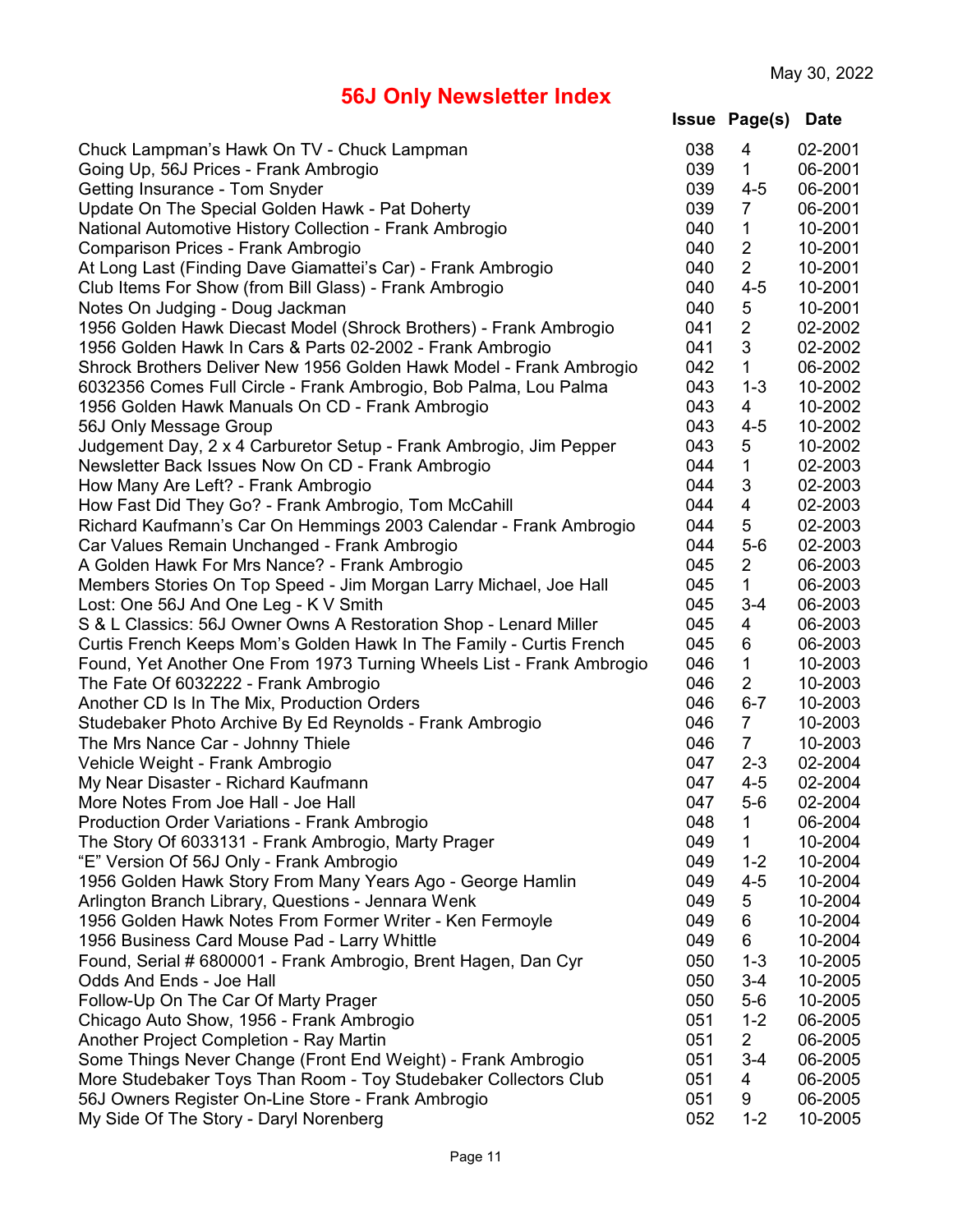May 30, 2022

# 56J Only Newsletter Index

| | Issue | Page(s) | Date |
|---|---|---|---|
| Chuck Lampman's Hawk On TV - Chuck Lampman | 038 | 4 | 02-2001 |
| Going Up, 56J Prices - Frank Ambrogio | 039 | 1 | 06-2001 |
| Getting Insurance - Tom Snyder | 039 | 4-5 | 06-2001 |
| Update On The Special Golden Hawk - Pat Doherty | 039 | 7 | 06-2001 |
| National Automotive History Collection - Frank Ambrogio | 040 | 1 | 10-2001 |
| Comparison Prices - Frank Ambrogio | 040 | 2 | 10-2001 |
| At Long Last (Finding Dave Giamattei's Car) - Frank Ambrogio | 040 | 2 | 10-2001 |
| Club Items For Show (from Bill Glass) - Frank Ambrogio | 040 | 4-5 | 10-2001 |
| Notes On Judging - Doug Jackman | 040 | 5 | 10-2001 |
| 1956 Golden Hawk Diecast Model (Shrock Brothers) - Frank Ambrogio | 041 | 2 | 02-2002 |
| 1956 Golden Hawk In Cars & Parts 02-2002 - Frank Ambrogio | 041 | 3 | 02-2002 |
| Shrock Brothers Deliver New 1956 Golden Hawk Model - Frank Ambrogio | 042 | 1 | 06-2002 |
| 6032356 Comes Full Circle - Frank Ambrogio, Bob Palma, Lou Palma | 043 | 1-3 | 10-2002 |
| 1956 Golden Hawk Manuals On CD - Frank Ambrogio | 043 | 4 | 10-2002 |
| 56J Only Message Group | 043 | 4-5 | 10-2002 |
| Judgement Day, 2 x 4 Carburetor Setup - Frank Ambrogio, Jim Pepper | 043 | 5 | 10-2002 |
| Newsletter Back Issues Now On CD - Frank Ambrogio | 044 | 1 | 02-2003 |
| How Many Are Left? - Frank Ambrogio | 044 | 3 | 02-2003 |
| How Fast Did They Go? - Frank Ambrogio, Tom McCahill | 044 | 4 | 02-2003 |
| Richard Kaufmann's Car On Hemmings 2003 Calendar - Frank Ambrogio | 044 | 5 | 02-2003 |
| Car Values Remain Unchanged - Frank Ambrogio | 044 | 5-6 | 02-2003 |
| A Golden Hawk For Mrs Nance? - Frank Ambrogio | 045 | 2 | 06-2003 |
| Members Stories On Top Speed - Jim Morgan Larry Michael, Joe Hall | 045 | 1 | 06-2003 |
| Lost: One 56J And One Leg - K V Smith | 045 | 3-4 | 06-2003 |
| S & L Classics: 56J Owner Owns A Restoration Shop - Lenard Miller | 045 | 4 | 06-2003 |
| Curtis French Keeps Mom's Golden Hawk In The Family - Curtis French | 045 | 6 | 06-2003 |
| Found, Yet Another One From 1973 Turning Wheels List - Frank Ambrogio | 046 | 1 | 10-2003 |
| The Fate Of 6032222 - Frank Ambrogio | 046 | 2 | 10-2003 |
| Another CD Is In The Mix, Production Orders | 046 | 6-7 | 10-2003 |
| Studebaker Photo Archive By Ed Reynolds - Frank Ambrogio | 046 | 7 | 10-2003 |
| The Mrs Nance Car - Johnny Thiele | 046 | 7 | 10-2003 |
| Vehicle Weight - Frank Ambrogio | 047 | 2-3 | 02-2004 |
| My Near Disaster - Richard Kaufmann | 047 | 4-5 | 02-2004 |
| More Notes From Joe Hall - Joe Hall | 047 | 5-6 | 02-2004 |
| Production Order Variations - Frank Ambrogio | 048 | 1 | 06-2004 |
| The Story Of 6033131 - Frank Ambrogio, Marty Prager | 049 | 1 | 10-2004 |
| "E" Version Of 56J Only - Frank Ambrogio | 049 | 1-2 | 10-2004 |
| 1956 Golden Hawk Story From Many Years Ago - George Hamlin | 049 | 4-5 | 10-2004 |
| Arlington Branch Library, Questions - Jennara Wenk | 049 | 5 | 10-2004 |
| 1956 Golden Hawk Notes From Former Writer - Ken Fermoyle | 049 | 6 | 10-2004 |
| 1956 Business Card Mouse Pad - Larry Whittle | 049 | 6 | 10-2004 |
| Found, Serial # 6800001 - Frank Ambrogio, Brent Hagen, Dan Cyr | 050 | 1-3 | 10-2005 |
| Odds And Ends - Joe Hall | 050 | 3-4 | 10-2005 |
| Follow-Up On The Car Of Marty Prager | 050 | 5-6 | 10-2005 |
| Chicago Auto Show, 1956 - Frank Ambrogio | 051 | 1-2 | 06-2005 |
| Another Project Completion - Ray Martin | 051 | 2 | 06-2005 |
| Some Things Never Change (Front End Weight) - Frank Ambrogio | 051 | 3-4 | 06-2005 |
| More Studebaker Toys Than Room - Toy Studebaker Collectors Club | 051 | 4 | 06-2005 |
| 56J Owners Register On-Line Store - Frank Ambrogio | 051 | 9 | 06-2005 |
| My Side Of The Story - Daryl Norenberg | 052 | 1-2 | 10-2005 |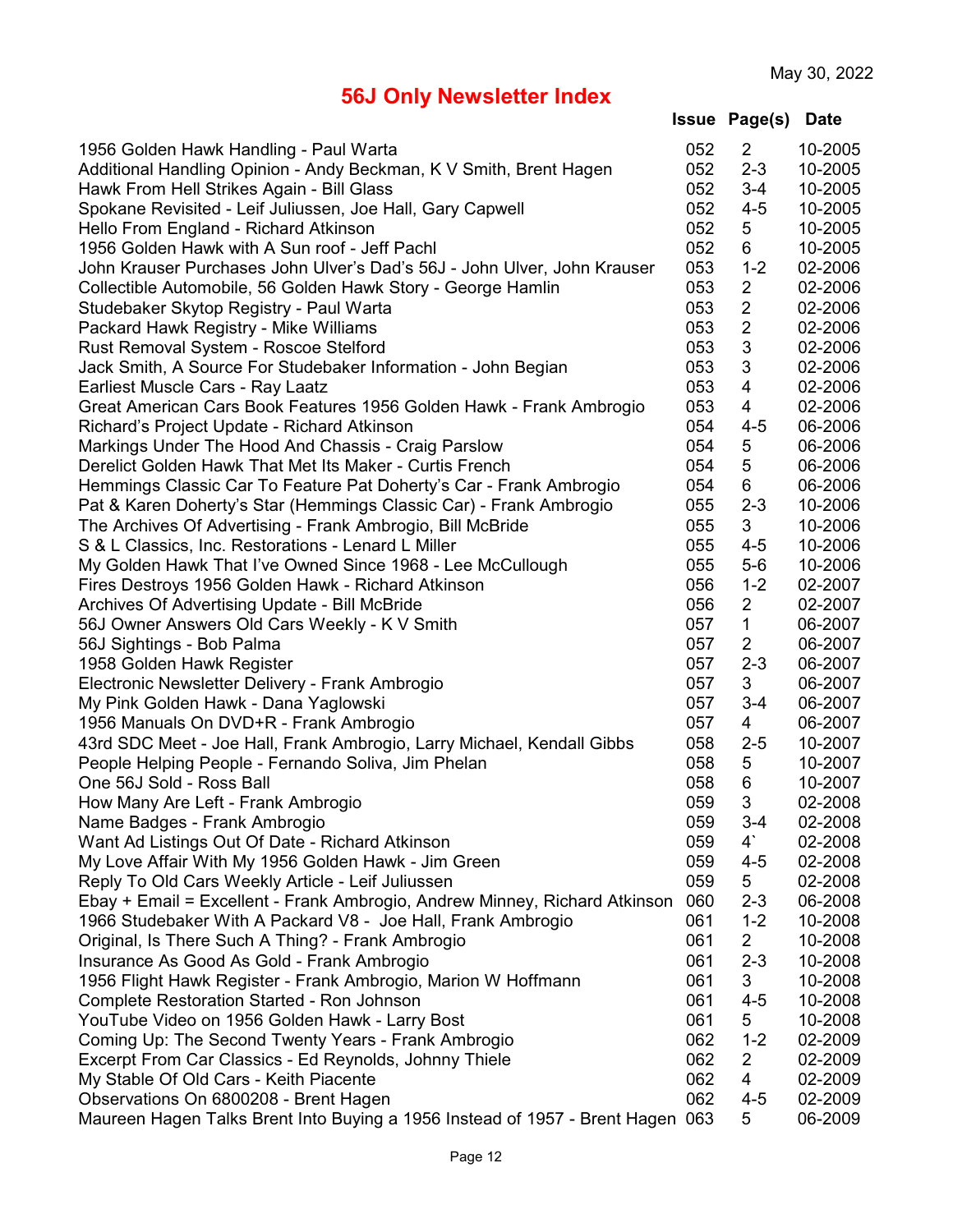May 30, 2022

# 56J Only Newsletter Index

| | Issue | Page(s) | Date |
|---|---|---|---|
| 1956 Golden Hawk Handling - Paul Warta | 052 | 2 | 10-2005 |
| Additional Handling Opinion - Andy Beckman, K V Smith, Brent Hagen | 052 | 2-3 | 10-2005 |
| Hawk From Hell Strikes Again - Bill Glass | 052 | 3-4 | 10-2005 |
| Spokane Revisited - Leif Juliussen, Joe Hall, Gary Capwell | 052 | 4-5 | 10-2005 |
| Hello From England - Richard Atkinson | 052 | 5 | 10-2005 |
| 1956 Golden Hawk with A Sun roof - Jeff Pachl | 052 | 6 | 10-2005 |
| John Krauser Purchases John Ulver's Dad's 56J - John Ulver, John Krauser | 053 | 1-2 | 02-2006 |
| Collectible Automobile, 56 Golden Hawk Story - George Hamlin | 053 | 2 | 02-2006 |
| Studebaker Skytop Registry - Paul Warta | 053 | 2 | 02-2006 |
| Packard Hawk Registry - Mike Williams | 053 | 2 | 02-2006 |
| Rust Removal System - Roscoe Stelford | 053 | 3 | 02-2006 |
| Jack Smith, A Source For Studebaker Information - John Begian | 053 | 3 | 02-2006 |
| Earliest Muscle Cars - Ray Laatz | 053 | 4 | 02-2006 |
| Great American Cars Book Features 1956 Golden Hawk - Frank Ambrogio | 053 | 4 | 02-2006 |
| Richard's Project Update - Richard Atkinson | 054 | 4-5 | 06-2006 |
| Markings Under The Hood And Chassis - Craig Parslow | 054 | 5 | 06-2006 |
| Derelict Golden Hawk That Met Its Maker - Curtis French | 054 | 5 | 06-2006 |
| Hemmings Classic Car To Feature Pat Doherty's Car - Frank Ambrogio | 054 | 6 | 06-2006 |
| Pat & Karen Doherty's Star (Hemmings Classic Car) - Frank Ambrogio | 055 | 2-3 | 10-2006 |
| The Archives Of Advertising - Frank Ambrogio, Bill McBride | 055 | 3 | 10-2006 |
| S & L Classics, Inc. Restorations - Lenard L Miller | 055 | 4-5 | 10-2006 |
| My Golden Hawk That I've Owned Since 1968 - Lee McCullough | 055 | 5-6 | 10-2006 |
| Fires Destroys 1956 Golden Hawk - Richard Atkinson | 056 | 1-2 | 02-2007 |
| Archives Of Advertising Update - Bill McBride | 056 | 2 | 02-2007 |
| 56J Owner Answers Old Cars Weekly - K V Smith | 057 | 1 | 06-2007 |
| 56J Sightings - Bob Palma | 057 | 2 | 06-2007 |
| 1958 Golden Hawk Register | 057 | 2-3 | 06-2007 |
| Electronic Newsletter Delivery - Frank Ambrogio | 057 | 3 | 06-2007 |
| My Pink Golden Hawk - Dana Yaglowski | 057 | 3-4 | 06-2007 |
| 1956 Manuals On DVD+R - Frank Ambrogio | 057 | 4 | 06-2007 |
| 43rd SDC Meet - Joe Hall, Frank Ambrogio, Larry Michael, Kendall Gibbs | 058 | 2-5 | 10-2007 |
| People Helping People - Fernando Soliva, Jim Phelan | 058 | 5 | 10-2007 |
| One 56J Sold - Ross Ball | 058 | 6 | 10-2007 |
| How Many Are Left - Frank Ambrogio | 059 | 3 | 02-2008 |
| Name Badges - Frank Ambrogio | 059 | 3-4 | 02-2008 |
| Want Ad Listings Out Of Date - Richard Atkinson | 059 | 4` | 02-2008 |
| My Love Affair With My 1956 Golden Hawk - Jim Green | 059 | 4-5 | 02-2008 |
| Reply To Old Cars Weekly Article - Leif Juliussen | 059 | 5 | 02-2008 |
| Ebay + Email = Excellent - Frank Ambrogio, Andrew Minney, Richard Atkinson | 060 | 2-3 | 06-2008 |
| 1966 Studebaker With A Packard V8 - Joe Hall, Frank Ambrogio | 061 | 1-2 | 10-2008 |
| Original, Is There Such A Thing? - Frank Ambrogio | 061 | 2 | 10-2008 |
| Insurance As Good As Gold - Frank Ambrogio | 061 | 2-3 | 10-2008 |
| 1956 Flight Hawk Register - Frank Ambrogio, Marion W Hoffmann | 061 | 3 | 10-2008 |
| Complete Restoration Started - Ron Johnson | 061 | 4-5 | 10-2008 |
| YouTube Video on 1956 Golden Hawk - Larry Bost | 061 | 5 | 10-2008 |
| Coming Up: The Second Twenty Years - Frank Ambrogio | 062 | 1-2 | 02-2009 |
| Excerpt From Car Classics - Ed Reynolds, Johnny Thiele | 062 | 2 | 02-2009 |
| My Stable Of Old Cars - Keith Piacente | 062 | 4 | 02-2009 |
| Observations On 6800208 - Brent Hagen | 062 | 4-5 | 02-2009 |
| Maureen Hagen Talks Brent Into Buying a 1956 Instead of 1957 - Brent Hagen | 063 | 5 | 06-2009 |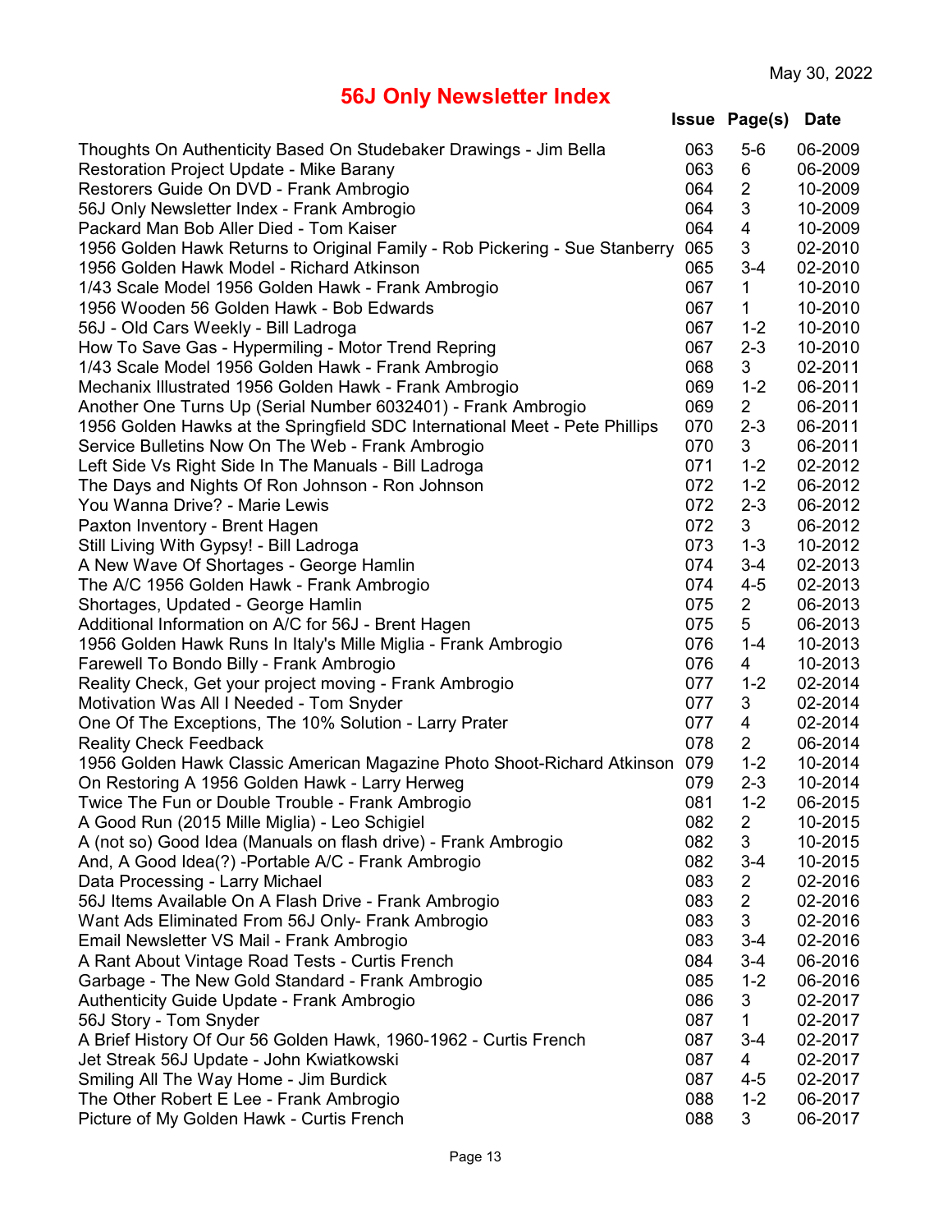May 30, 2022

# 56J Only Newsletter Index

| | Issue | Page(s) | Date |
|---|---|---|---|
| Thoughts On Authenticity Based On Studebaker Drawings - Jim Bella | 063 | 5-6 | 06-2009 |
| Restoration Project Update - Mike Barany | 063 | 6 | 06-2009 |
| Restorers Guide On DVD - Frank Ambrogio | 064 | 2 | 10-2009 |
| 56J Only Newsletter Index - Frank Ambrogio | 064 | 3 | 10-2009 |
| Packard Man Bob Aller Died - Tom Kaiser | 064 | 4 | 10-2009 |
| 1956 Golden Hawk Returns to Original Family - Rob Pickering - Sue Stanberry | 065 | 3 | 02-2010 |
| 1956 Golden Hawk Model - Richard Atkinson | 065 | 3-4 | 02-2010 |
| 1/43 Scale Model 1956 Golden Hawk - Frank Ambrogio | 067 | 1 | 10-2010 |
| 1956 Wooden 56 Golden Hawk - Bob Edwards | 067 | 1 | 10-2010 |
| 56J - Old Cars Weekly - Bill Ladroga | 067 | 1-2 | 10-2010 |
| How To Save Gas - Hypermiling - Motor Trend Repring | 067 | 2-3 | 10-2010 |
| 1/43 Scale Model 1956 Golden Hawk - Frank Ambrogio | 068 | 3 | 02-2011 |
| Mechanix Illustrated 1956 Golden Hawk - Frank Ambrogio | 069 | 1-2 | 06-2011 |
| Another One Turns Up (Serial Number 6032401) - Frank Ambrogio | 069 | 2 | 06-2011 |
| 1956 Golden Hawks at the Springfield SDC International Meet - Pete Phillips | 070 | 2-3 | 06-2011 |
| Service Bulletins Now On The Web - Frank Ambrogio | 070 | 3 | 06-2011 |
| Left Side Vs Right Side In The Manuals - Bill Ladroga | 071 | 1-2 | 02-2012 |
| The Days and Nights Of Ron Johnson - Ron Johnson | 072 | 1-2 | 06-2012 |
| You Wanna Drive? - Marie Lewis | 072 | 2-3 | 06-2012 |
| Paxton Inventory - Brent Hagen | 072 | 3 | 06-2012 |
| Still Living With Gypsy! - Bill Ladroga | 073 | 1-3 | 10-2012 |
| A New Wave Of Shortages - George Hamlin | 074 | 3-4 | 02-2013 |
| The A/C 1956 Golden Hawk - Frank Ambrogio | 074 | 4-5 | 02-2013 |
| Shortages, Updated - George Hamlin | 075 | 2 | 06-2013 |
| Additional Information on A/C for 56J - Brent Hagen | 075 | 5 | 06-2013 |
| 1956 Golden Hawk Runs In Italy's Mille Miglia - Frank Ambrogio | 076 | 1-4 | 10-2013 |
| Farewell To Bondo Billy - Frank Ambrogio | 076 | 4 | 10-2013 |
| Reality Check, Get your project moving - Frank Ambrogio | 077 | 1-2 | 02-2014 |
| Motivation Was All I Needed - Tom Snyder | 077 | 3 | 02-2014 |
| One Of The Exceptions, The 10% Solution - Larry Prater | 077 | 4 | 02-2014 |
| Reality Check Feedback | 078 | 2 | 06-2014 |
| 1956 Golden Hawk Classic American Magazine Photo Shoot-Richard Atkinson | 079 | 1-2 | 10-2014 |
| On Restoring A 1956 Golden Hawk - Larry Herweg | 079 | 2-3 | 10-2014 |
| Twice The Fun or Double Trouble - Frank Ambrogio | 081 | 1-2 | 06-2015 |
| A Good Run (2015 Mille Miglia) - Leo Schigiel | 082 | 2 | 10-2015 |
| A (not so) Good Idea (Manuals on flash drive) - Frank Ambrogio | 082 | 3 | 10-2015 |
| And, A Good Idea(?) -Portable A/C - Frank Ambrogio | 082 | 3-4 | 10-2015 |
| Data Processing - Larry Michael | 083 | 2 | 02-2016 |
| 56J Items Available On A Flash Drive - Frank Ambrogio | 083 | 2 | 02-2016 |
| Want Ads Eliminated From 56J Only- Frank Ambrogio | 083 | 3 | 02-2016 |
| Email Newsletter VS Mail - Frank Ambrogio | 083 | 3-4 | 02-2016 |
| A Rant About Vintage Road Tests - Curtis French | 084 | 3-4 | 06-2016 |
| Garbage - The New Gold Standard - Frank Ambrogio | 085 | 1-2 | 06-2016 |
| Authenticity Guide Update - Frank Ambrogio | 086 | 3 | 02-2017 |
| 56J Story - Tom Snyder | 087 | 1 | 02-2017 |
| A Brief History Of Our 56 Golden Hawk, 1960-1962 - Curtis French | 087 | 3-4 | 02-2017 |
| Jet Streak 56J Update - John Kwiatkowski | 087 | 4 | 02-2017 |
| Smiling All The Way Home - Jim Burdick | 087 | 4-5 | 02-2017 |
| The Other Robert E Lee - Frank Ambrogio | 088 | 1-2 | 06-2017 |
| Picture of My Golden Hawk - Curtis French | 088 | 3 | 06-2017 |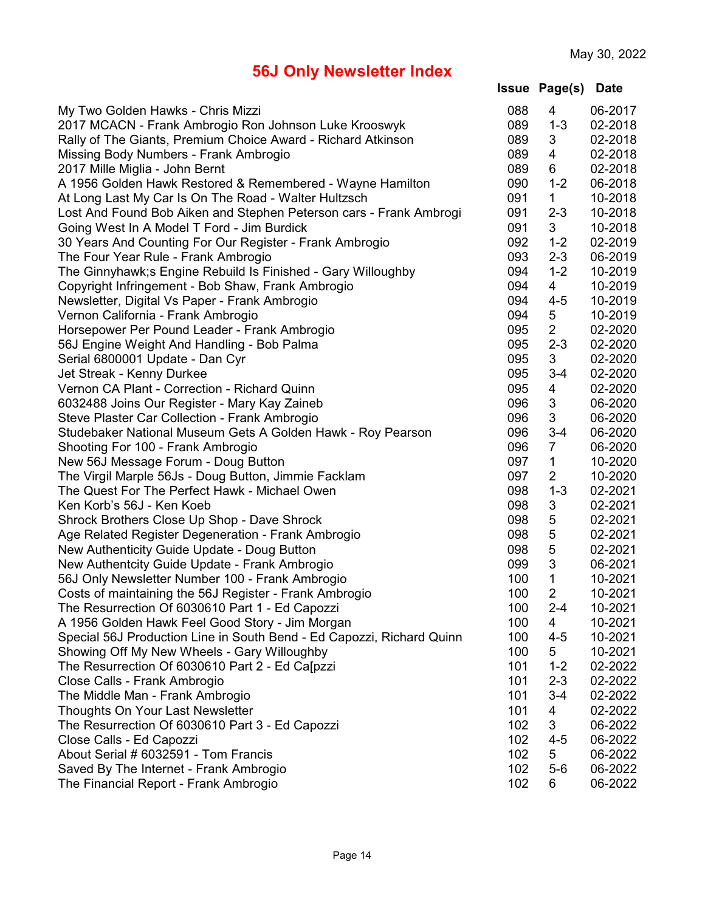May 30, 2022

# 56J Only Newsletter Index

| | Issue | Page(s) | Date |
|---|---|---|---|
| My Two Golden Hawks - Chris Mizzi | 088 | 4 | 06-2017 |
| 2017 MCACN - Frank Ambrogio Ron Johnson Luke Krooswyk | 089 | 1-3 | 02-2018 |
| Rally of The Giants, Premium Choice Award - Richard Atkinson | 089 | 3 | 02-2018 |
| Missing Body Numbers - Frank Ambrogio | 089 | 4 | 02-2018 |
| 2017 Mille Miglia - John Bernt | 089 | 6 | 02-2018 |
| A 1956 Golden Hawk Restored & Remembered - Wayne Hamilton | 090 | 1-2 | 06-2018 |
| At Long Last My Car Is On The Road - Walter Hultzsch | 091 | 1 | 10-2018 |
| Lost And Found Bob Aiken and Stephen Peterson cars - Frank Ambrogi | 091 | 2-3 | 10-2018 |
| Going West In A Model T Ford - Jim Burdick | 091 | 3 | 10-2018 |
| 30 Years And Counting For Our Register - Frank Ambrogio | 092 | 1-2 | 02-2019 |
| The Four Year Rule - Frank Ambrogio | 093 | 2-3 | 06-2019 |
| The Ginnyhawk;s Engine Rebuild Is Finished - Gary Willoughby | 094 | 1-2 | 10-2019 |
| Copyright Infringement - Bob Shaw, Frank Ambrogio | 094 | 4 | 10-2019 |
| Newsletter, Digital Vs Paper - Frank Ambrogio | 094 | 4-5 | 10-2019 |
| Vernon California - Frank Ambrogio | 094 | 5 | 10-2019 |
| Horsepower Per Pound Leader - Frank Ambrogio | 095 | 2 | 02-2020 |
| 56J Engine Weight And Handling - Bob Palma | 095 | 2-3 | 02-2020 |
| Serial 6800001 Update - Dan Cyr | 095 | 3 | 02-2020 |
| Jet Streak - Kenny Durkee | 095 | 3-4 | 02-2020 |
| Vernon CA Plant - Correction - Richard Quinn | 095 | 4 | 02-2020 |
| 6032488 Joins Our Register - Mary Kay Zaineb | 096 | 3 | 06-2020 |
| Steve Plaster Car Collection - Frank Ambrogio | 096 | 3 | 06-2020 |
| Studebaker National Museum Gets A Golden Hawk - Roy Pearson | 096 | 3-4 | 06-2020 |
| Shooting For 100 - Frank Ambrogio | 096 | 7 | 06-2020 |
| New 56J Message Forum - Doug Button | 097 | 1 | 10-2020 |
| The Virgil Marple 56Js - Doug Button, Jimmie Facklam | 097 | 2 | 10-2020 |
| The Quest For The Perfect Hawk - Michael Owen | 098 | 1-3 | 02-2021 |
| Ken Korb’s 56J - Ken Koeb | 098 | 3 | 02-2021 |
| Shrock Brothers Close Up Shop - Dave Shrock | 098 | 5 | 02-2021 |
| Age Related Register Degeneration - Frank Ambrogio | 098 | 5 | 02-2021 |
| New Authenticity Guide Update - Doug Button | 098 | 5 | 02-2021 |
| New Authentcity Guide Update - Frank Ambrogio | 099 | 3 | 06-2021 |
| 56J Only Newsletter Number 100 - Frank Ambrogio | 100 | 1 | 10-2021 |
| Costs of maintaining the 56J Register - Frank Ambrogio | 100 | 2 | 10-2021 |
| The Resurrection Of 6030610 Part 1 - Ed Capozzi | 100 | 2-4 | 10-2021 |
| A 1956 Golden Hawk Feel Good Story - Jim Morgan | 100 | 4 | 10-2021 |
| Special 56J Production Line in South Bend - Ed Capozzi, Richard Quinn | 100 | 4-5 | 10-2021 |
| Showing Off My New Wheels - Gary Willoughby | 100 | 5 | 10-2021 |
| The Resurrection Of 6030610 Part 2 - Ed Ca[pzzi | 101 | 1-2 | 02-2022 |
| Close Calls - Frank Ambrogio | 101 | 2-3 | 02-2022 |
| The Middle Man - Frank Ambrogio | 101 | 3-4 | 02-2022 |
| Thoughts On Your Last Newsletter | 101 | 4 | 02-2022 |
| The Resurrection Of 6030610 Part 3 - Ed Capozzi | 102 | 3 | 06-2022 |
| Close Calls - Ed Capozzi | 102 | 4-5 | 06-2022 |
| About Serial # 6032591 - Tom Francis | 102 | 5 | 06-2022 |
| Saved By The Internet - Frank Ambrogio | 102 | 5-6 | 06-2022 |
| The Financial Report - Frank Ambrogio | 102 | 6 | 06-2022 |